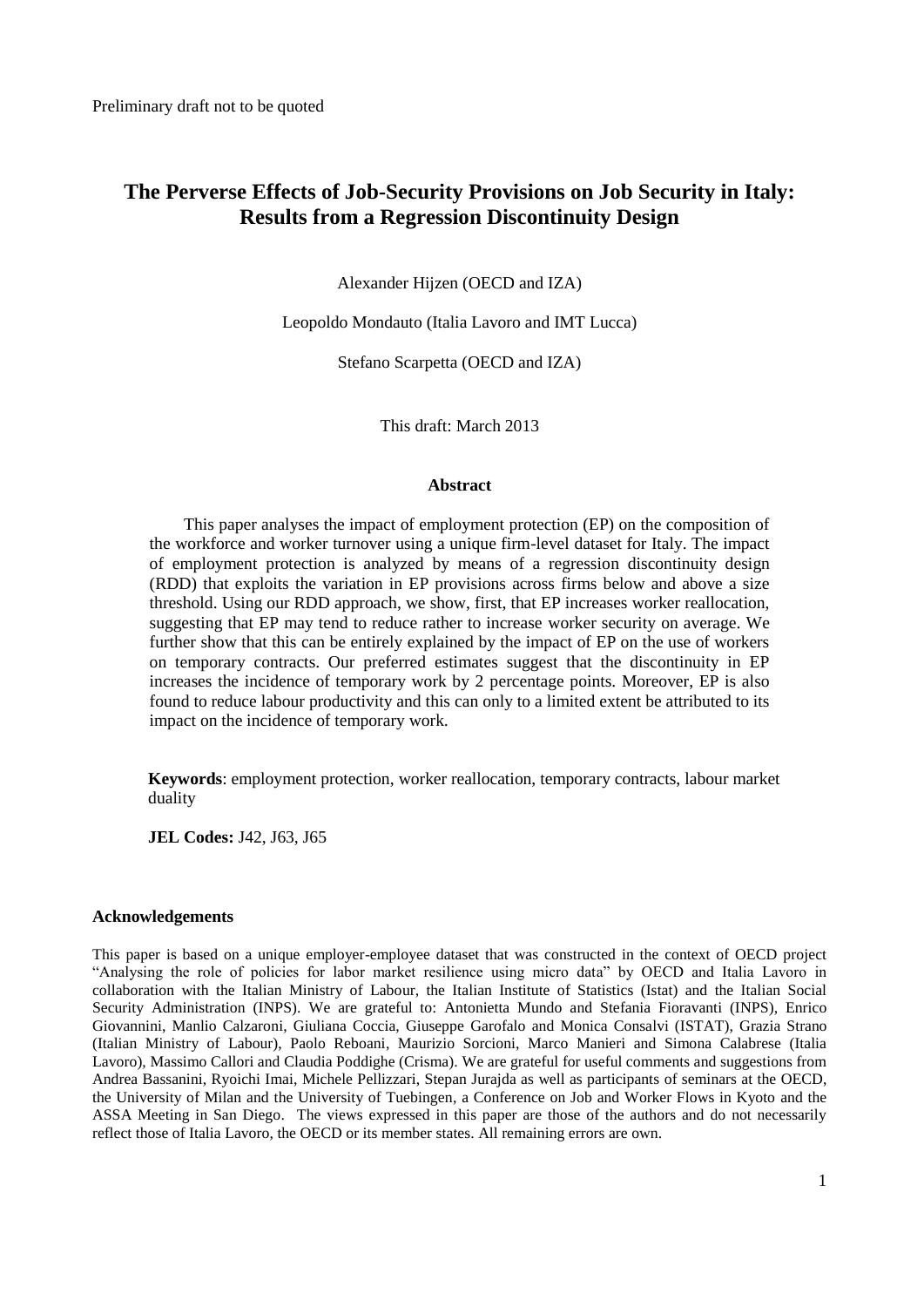Preliminary draft not to be quoted

# The Perverse Effects of Job-Security Provisions on Job Security in Italy: Results from a Regression Discontinuity Design

Alexander Hijzen (OECD and IZA)

Leopoldo Mondauto (Italia Lavoro and IMT Lucca)

Stefano Scarpetta (OECD and IZA)

This draft: March 2013

## Abstract

This paper analyses the impact of employment protection (EP) on the composition of the workforce and worker turnover using a unique firm-level dataset for Italy. The impact of employment protection is analyzed by means of a regression discontinuity design (RDD) that exploits the variation in EP provisions across firms below and above a size threshold. Using our RDD approach, we show, first, that EP increases worker reallocation, suggesting that EP may tend to reduce rather to increase worker security on average. We further show that this can be entirely explained by the impact of EP on the use of workers on temporary contracts. Our preferred estimates suggest that the discontinuity in EP increases the incidence of temporary work by 2 percentage points. Moreover, EP is also found to reduce labour productivity and this can only to a limited extent be attributed to its impact on the incidence of temporary work.

**Keywords**: employment protection, worker reallocation, temporary contracts, labour market duality

**JEL Codes:** J42, J63, J65

### Acknowledgements

This paper is based on a unique employer-employee dataset that was constructed in the context of OECD project "Analysing the role of policies for labor market resilience using micro data" by OECD and Italia Lavoro in collaboration with the Italian Ministry of Labour, the Italian Institute of Statistics (Istat) and the Italian Social Security Administration (INPS). We are grateful to: Antonietta Mundo and Stefania Fioravanti (INPS), Enrico Giovannini, Manlio Calzaroni, Giuliana Coccia, Giuseppe Garofalo and Monica Consalvi (ISTAT), Grazia Strano (Italian Ministry of Labour), Paolo Reboani, Maurizio Sorcioni, Marco Manieri and Simona Calabrese (Italia Lavoro), Massimo Callori and Claudia Poddighe (Crisma). We are grateful for useful comments and suggestions from Andrea Bassanini, Ryoichi Imai, Michele Pellizzari, Stepan Jurajda as well as participants of seminars at the OECD, the University of Milan and the University of Tuebingen, a Conference on Job and Worker Flows in Kyoto and the ASSA Meeting in San Diego. The views expressed in this paper are those of the authors and do not necessarily reflect those of Italia Lavoro, the OECD or its member states. All remaining errors are own.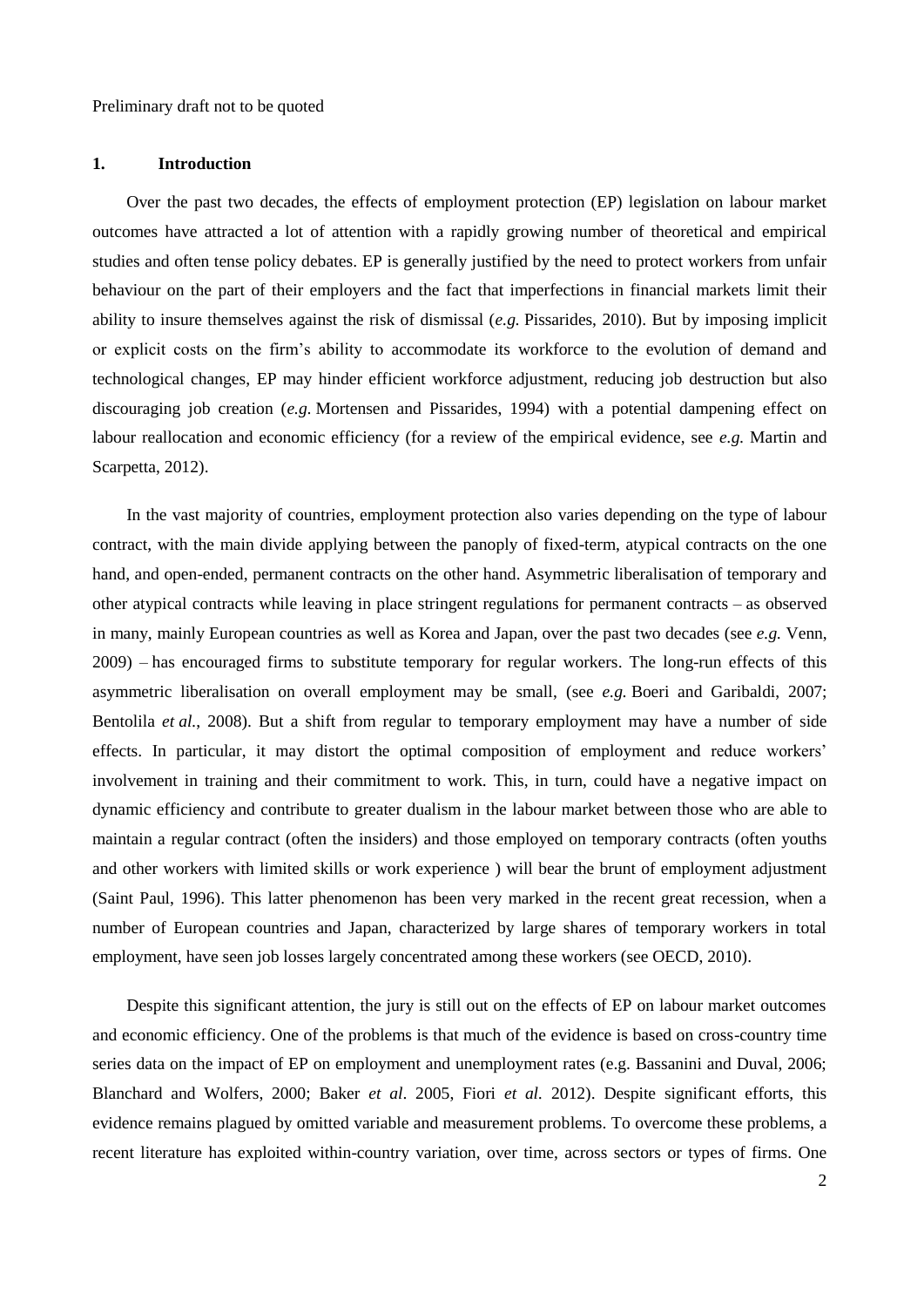Preliminary draft not to be quoted

## 1. Introduction

Over the past two decades, the effects of employment protection (EP) legislation on labour market outcomes have attracted a lot of attention with a rapidly growing number of theoretical and empirical studies and often tense policy debates. EP is generally justified by the need to protect workers from unfair behaviour on the part of their employers and the fact that imperfections in financial markets limit their ability to insure themselves against the risk of dismissal (*e.g.* Pissarides, 2010). But by imposing implicit or explicit costs on the firm's ability to accommodate its workforce to the evolution of demand and technological changes, EP may hinder efficient workforce adjustment, reducing job destruction but also discouraging job creation (*e.g.* Mortensen and Pissarides, 1994) with a potential dampening effect on labour reallocation and economic efficiency (for a review of the empirical evidence, see *e.g.* Martin and Scarpetta, 2012).

In the vast majority of countries, employment protection also varies depending on the type of labour contract, with the main divide applying between the panoply of fixed-term, atypical contracts on the one hand, and open-ended, permanent contracts on the other hand. Asymmetric liberalisation of temporary and other atypical contracts while leaving in place stringent regulations for permanent contracts – as observed in many, mainly European countries as well as Korea and Japan, over the past two decades (see *e.g.* Venn, 2009) – has encouraged firms to substitute temporary for regular workers. The long-run effects of this asymmetric liberalisation on overall employment may be small, (see *e.g.* Boeri and Garibaldi, 2007; Bentolila *et al.*, 2008). But a shift from regular to temporary employment may have a number of side effects. In particular, it may distort the optimal composition of employment and reduce workers' involvement in training and their commitment to work. This, in turn, could have a negative impact on dynamic efficiency and contribute to greater dualism in the labour market between those who are able to maintain a regular contract (often the insiders) and those employed on temporary contracts (often youths and other workers with limited skills or work experience ) will bear the brunt of employment adjustment (Saint Paul, 1996). This latter phenomenon has been very marked in the recent great recession, when a number of European countries and Japan, characterized by large shares of temporary workers in total employment, have seen job losses largely concentrated among these workers (see OECD, 2010).

Despite this significant attention, the jury is still out on the effects of EP on labour market outcomes and economic efficiency. One of the problems is that much of the evidence is based on cross-country time series data on the impact of EP on employment and unemployment rates (e.g. Bassanini and Duval, 2006; Blanchard and Wolfers, 2000; Baker *et al*. 2005, Fiori *et al.* 2012). Despite significant efforts, this evidence remains plagued by omitted variable and measurement problems. To overcome these problems, a recent literature has exploited within-country variation, over time, across sectors or types of firms. One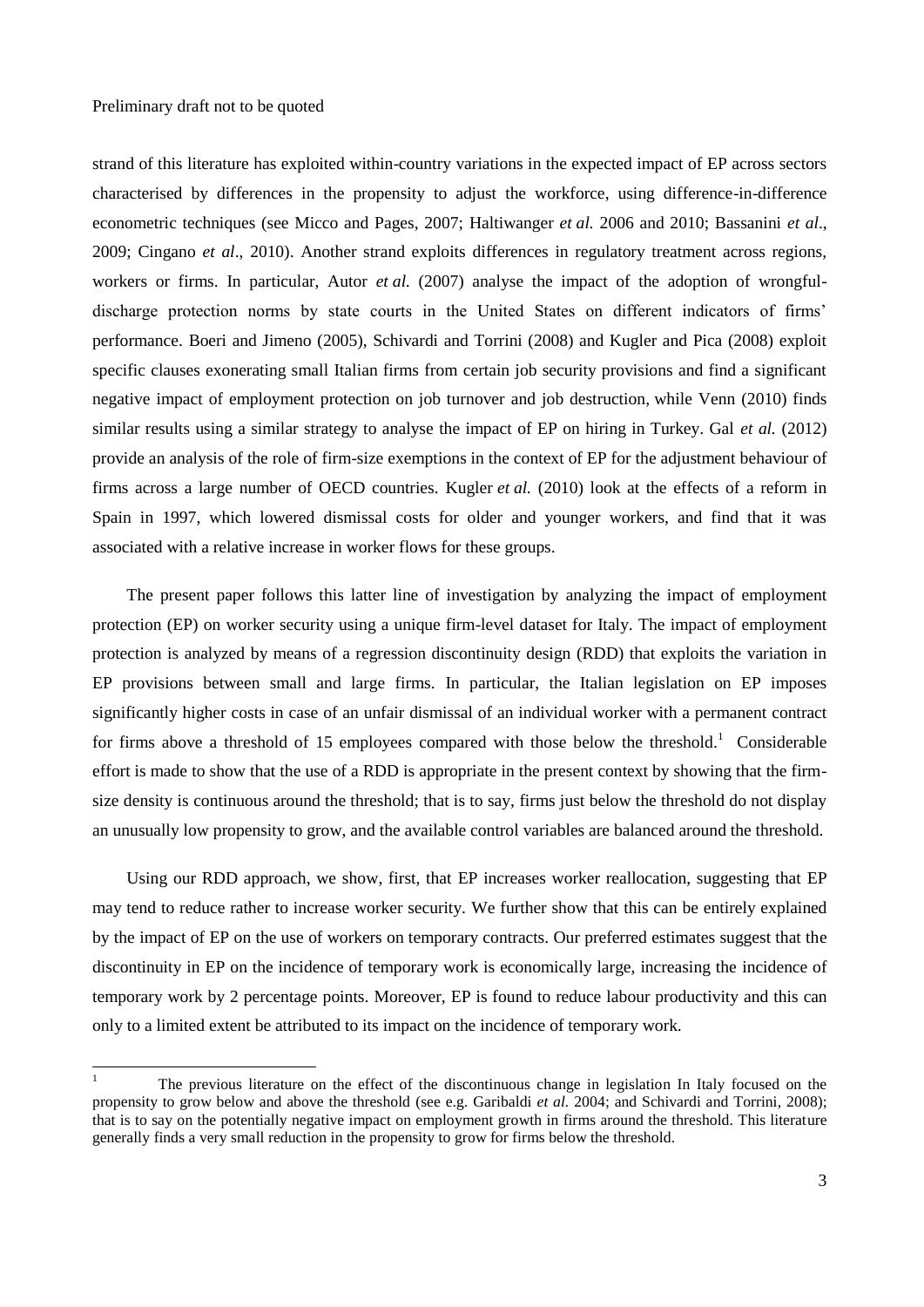strand of this literature has exploited within-country variations in the expected impact of EP across sectors characterised by differences in the propensity to adjust the workforce, using difference-in-difference econometric techniques (see Micco and Pages, 2007; Haltiwanger *et al.* 2006 and 2010; Bassanini *et al*., 2009; Cingano *et al*., 2010). Another strand exploits differences in regulatory treatment across regions, workers or firms. In particular, Autor *et al.* (2007) analyse the impact of the adoption of wrongful-discharge protection norms by state courts in the United States on different indicators of firms' performance. Boeri and Jimeno (2005), Schivardi and Torrini (2008) and Kugler and Pica (2008) exploit specific clauses exonerating small Italian firms from certain job security provisions and find a significant negative impact of employment protection on job turnover and job destruction, while Venn (2010) finds similar results using a similar strategy to analyse the impact of EP on hiring in Turkey. Gal *et al.* (2012) provide an analysis of the role of firm-size exemptions in the context of EP for the adjustment behaviour of firms across a large number of OECD countries. Kugler *et al.* (2010) look at the effects of a reform in Spain in 1997, which lowered dismissal costs for older and younger workers, and find that it was associated with a relative increase in worker flows for these groups.

The present paper follows this latter line of investigation by analyzing the impact of employment protection (EP) on worker security using a unique firm-level dataset for Italy. The impact of employment protection is analyzed by means of a regression discontinuity design (RDD) that exploits the variation in EP provisions between small and large firms. In particular, the Italian legislation on EP imposes significantly higher costs in case of an unfair dismissal of an individual worker with a permanent contract for firms above a threshold of 15 employees compared with those below the threshold.[1] Considerable effort is made to show that the use of a RDD is appropriate in the present context by showing that the firm-size density is continuous around the threshold; that is to say, firms just below the threshold do not display an unusually low propensity to grow, and the available control variables are balanced around the threshold.

Using our RDD approach, we show, first, that EP increases worker reallocation, suggesting that EP may tend to reduce rather to increase worker security. We further show that this can be entirely explained by the impact of EP on the use of workers on temporary contracts. Our preferred estimates suggest that the discontinuity in EP on the incidence of temporary work is economically large, increasing the incidence of temporary work by 2 percentage points. Moreover, EP is found to reduce labour productivity and this can only to a limited extent be attributed to its impact on the incidence of temporary work.

[1] The previous literature on the effect of the discontinuous change in legislation In Italy focused on the propensity to grow below and above the threshold (see e.g. Garibaldi *et al.* 2004; and Schivardi and Torrini, 2008); that is to say on the potentially negative impact on employment growth in firms around the threshold. This literature generally finds a very small reduction in the propensity to grow for firms below the threshold.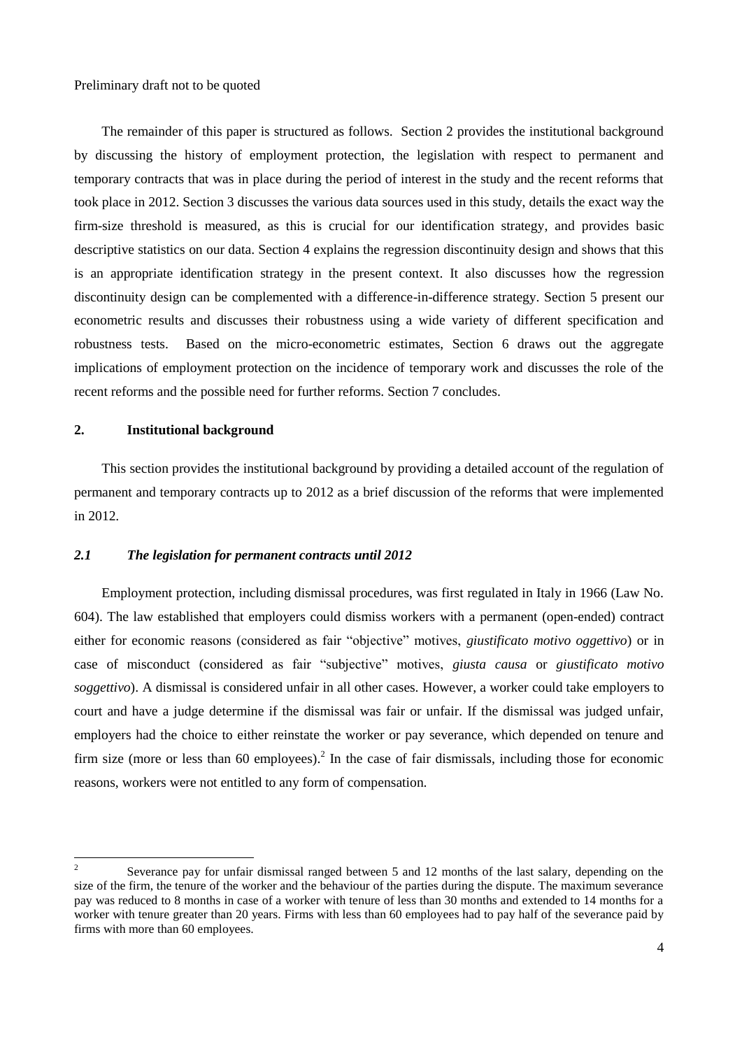Preliminary draft not to be quoted

The remainder of this paper is structured as follows. Section 2 provides the institutional background by discussing the history of employment protection, the legislation with respect to permanent and temporary contracts that was in place during the period of interest in the study and the recent reforms that took place in 2012. Section 3 discusses the various data sources used in this study, details the exact way the firm-size threshold is measured, as this is crucial for our identification strategy, and provides basic descriptive statistics on our data. Section 4 explains the regression discontinuity design and shows that this is an appropriate identification strategy in the present context. It also discusses how the regression discontinuity design can be complemented with a difference-in-difference strategy. Section 5 present our econometric results and discusses their robustness using a wide variety of different specification and robustness tests. Based on the micro-econometric estimates, Section 6 draws out the aggregate implications of employment protection on the incidence of temporary work and discusses the role of the recent reforms and the possible need for further reforms. Section 7 concludes.

## 2. Institutional background

This section provides the institutional background by providing a detailed account of the regulation of permanent and temporary contracts up to 2012 as a brief discussion of the reforms that were implemented in 2012.

### *2.1 The legislation for permanent contracts until 2012*

Employment protection, including dismissal procedures, was first regulated in Italy in 1966 (Law No. 604). The law established that employers could dismiss workers with a permanent (open-ended) contract either for economic reasons (considered as fair "objective" motives, *giustificato motivo oggettivo*) or in case of misconduct (considered as fair "subjective" motives, *giusta causa* or *giustificato motivo soggettivo*). A dismissal is considered unfair in all other cases. However, a worker could take employers to court and have a judge determine if the dismissal was fair or unfair. If the dismissal was judged unfair, employers had the choice to either reinstate the worker or pay severance, which depended on tenure and firm size (more or less than 60 employees).[2] In the case of fair dismissals, including those for economic reasons, workers were not entitled to any form of compensation.

[2] Severance pay for unfair dismissal ranged between 5 and 12 months of the last salary, depending on the size of the firm, the tenure of the worker and the behaviour of the parties during the dispute. The maximum severance pay was reduced to 8 months in case of a worker with tenure of less than 30 months and extended to 14 months for a worker with tenure greater than 20 years. Firms with less than 60 employees had to pay half of the severance paid by firms with more than 60 employees.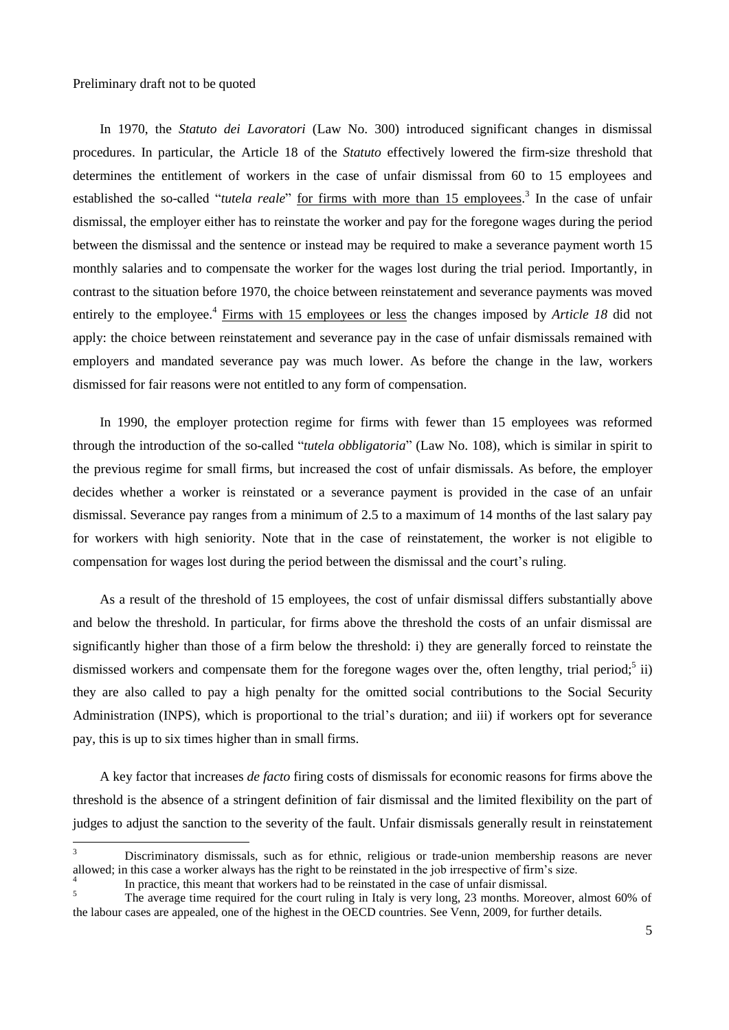Preliminary draft not to be quoted

In 1970, the *Statuto dei Lavoratori* (Law No. 300) introduced significant changes in dismissal procedures. In particular, the Article 18 of the *Statuto* effectively lowered the firm-size threshold that determines the entitlement of workers in the case of unfair dismissal from 60 to 15 employees and established the so-called "*tutela reale*" <u>for firms with more than 15 employees</u>.[3] In the case of unfair dismissal, the employer either has to reinstate the worker and pay for the foregone wages during the period between the dismissal and the sentence or instead may be required to make a severance payment worth 15 monthly salaries and to compensate the worker for the wages lost during the trial period. Importantly, in contrast to the situation before 1970, the choice between reinstatement and severance payments was moved entirely to the employee.[4] <u>Firms with 15 employees or less</u> the changes imposed by *Article 18* did not apply: the choice between reinstatement and severance pay in the case of unfair dismissals remained with employers and mandated severance pay was much lower. As before the change in the law, workers dismissed for fair reasons were not entitled to any form of compensation.

In 1990, the employer protection regime for firms with fewer than 15 employees was reformed through the introduction of the so-called "*tutela obbligatoria*" (Law No. 108), which is similar in spirit to the previous regime for small firms, but increased the cost of unfair dismissals. As before, the employer decides whether a worker is reinstated or a severance payment is provided in the case of an unfair dismissal. Severance pay ranges from a minimum of 2.5 to a maximum of 14 months of the last salary pay for workers with high seniority. Note that in the case of reinstatement, the worker is not eligible to compensation for wages lost during the period between the dismissal and the court's ruling.

As a result of the threshold of 15 employees, the cost of unfair dismissal differs substantially above and below the threshold. In particular, for firms above the threshold the costs of an unfair dismissal are significantly higher than those of a firm below the threshold: i) they are generally forced to reinstate the dismissed workers and compensate them for the foregone wages over the, often lengthy, trial period;[5] ii) they are also called to pay a high penalty for the omitted social contributions to the Social Security Administration (INPS), which is proportional to the trial's duration; and iii) if workers opt for severance pay, this is up to six times higher than in small firms.

A key factor that increases *de facto* firing costs of dismissals for economic reasons for firms above the threshold is the absence of a stringent definition of fair dismissal and the limited flexibility on the part of judges to adjust the sanction to the severity of the fault. Unfair dismissals generally result in reinstatement

[3] Discriminatory dismissals, such as for ethnic, religious or trade-union membership reasons are never allowed; in this case a worker always has the right to be reinstated in the job irrespective of firm's size.

[4] In practice, this meant that workers had to be reinstated in the case of unfair dismissal.

[5] The average time required for the court ruling in Italy is very long, 23 months. Moreover, almost 60% of the labour cases are appealed, one of the highest in the OECD countries. See Venn, 2009, for further details.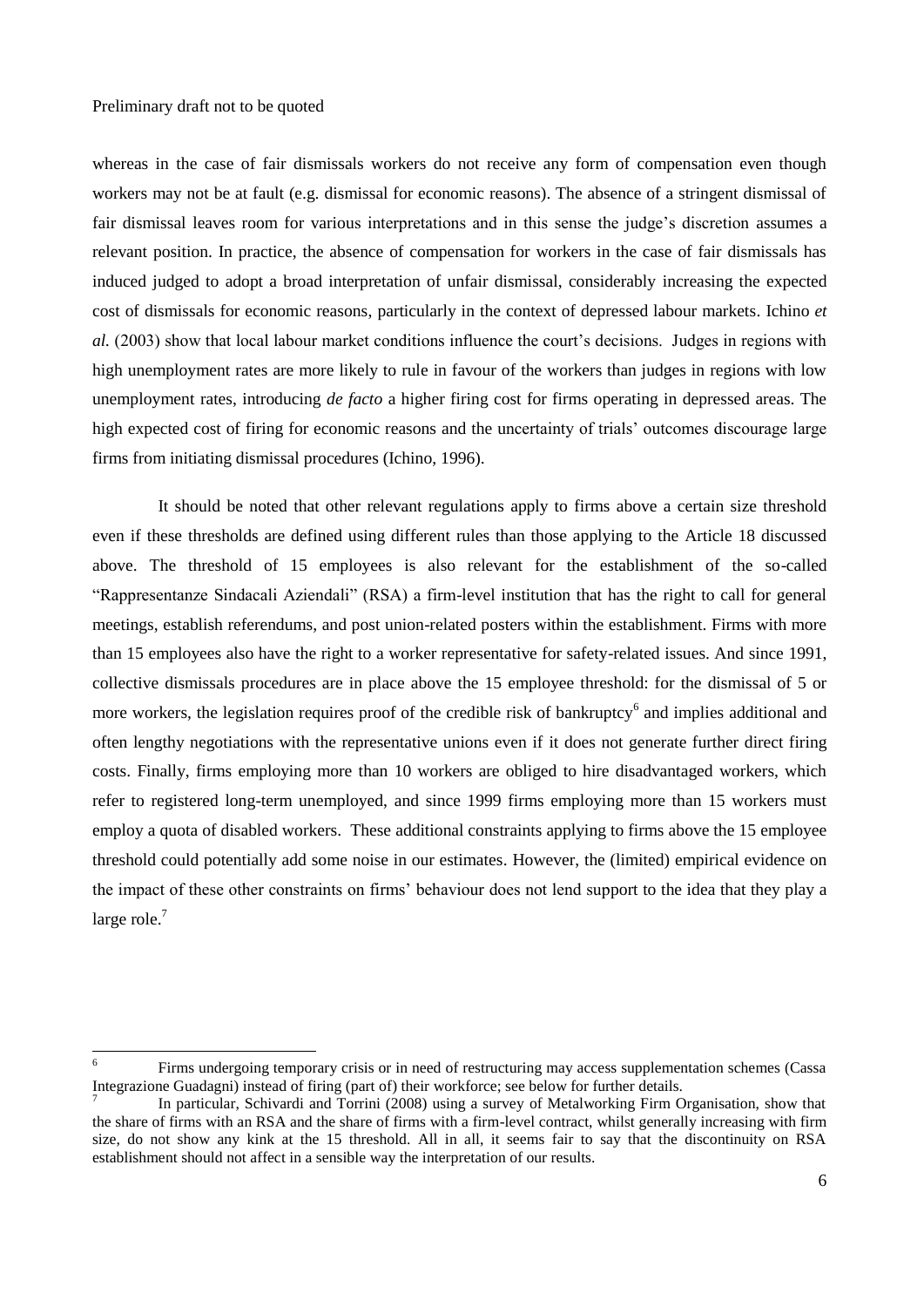whereas in the case of fair dismissals workers do not receive any form of compensation even though workers may not be at fault (e.g. dismissal for economic reasons). The absence of a stringent dismissal of fair dismissal leaves room for various interpretations and in this sense the judge's discretion assumes a relevant position. In practice, the absence of compensation for workers in the case of fair dismissals has induced judged to adopt a broad interpretation of unfair dismissal, considerably increasing the expected cost of dismissals for economic reasons, particularly in the context of depressed labour markets. Ichino *et al.* (2003) show that local labour market conditions influence the court's decisions. Judges in regions with high unemployment rates are more likely to rule in favour of the workers than judges in regions with low unemployment rates, introducing *de facto* a higher firing cost for firms operating in depressed areas. The high expected cost of firing for economic reasons and the uncertainty of trials' outcomes discourage large firms from initiating dismissal procedures (Ichino, 1996).

It should be noted that other relevant regulations apply to firms above a certain size threshold even if these thresholds are defined using different rules than those applying to the Article 18 discussed above. The threshold of 15 employees is also relevant for the establishment of the so-called "Rappresentanze Sindacali Aziendali" (RSA) a firm-level institution that has the right to call for general meetings, establish referendums, and post union-related posters within the establishment. Firms with more than 15 employees also have the right to a worker representative for safety-related issues. And since 1991, collective dismissals procedures are in place above the 15 employee threshold: for the dismissal of 5 or more workers, the legislation requires proof of the credible risk of bankruptcy[6] and implies additional and often lengthy negotiations with the representative unions even if it does not generate further direct firing costs. Finally, firms employing more than 10 workers are obliged to hire disadvantaged workers, which refer to registered long-term unemployed, and since 1999 firms employing more than 15 workers must employ a quota of disabled workers. These additional constraints applying to firms above the 15 employee threshold could potentially add some noise in our estimates. However, the (limited) empirical evidence on the impact of these other constraints on firms' behaviour does not lend support to the idea that they play a large role.[7]

---

[6] Firms undergoing temporary crisis or in need of restructuring may access supplementation schemes (Cassa Integrazione Guadagni) instead of firing (part of) their workforce; see below for further details.

[7] In particular, Schivardi and Torrini (2008) using a survey of Metalworking Firm Organisation, show that the share of firms with an RSA and the share of firms with a firm-level contract, whilst generally increasing with firm size, do not show any kink at the 15 threshold. All in all, it seems fair to say that the discontinuity on RSA establishment should not affect in a sensible way the interpretation of our results.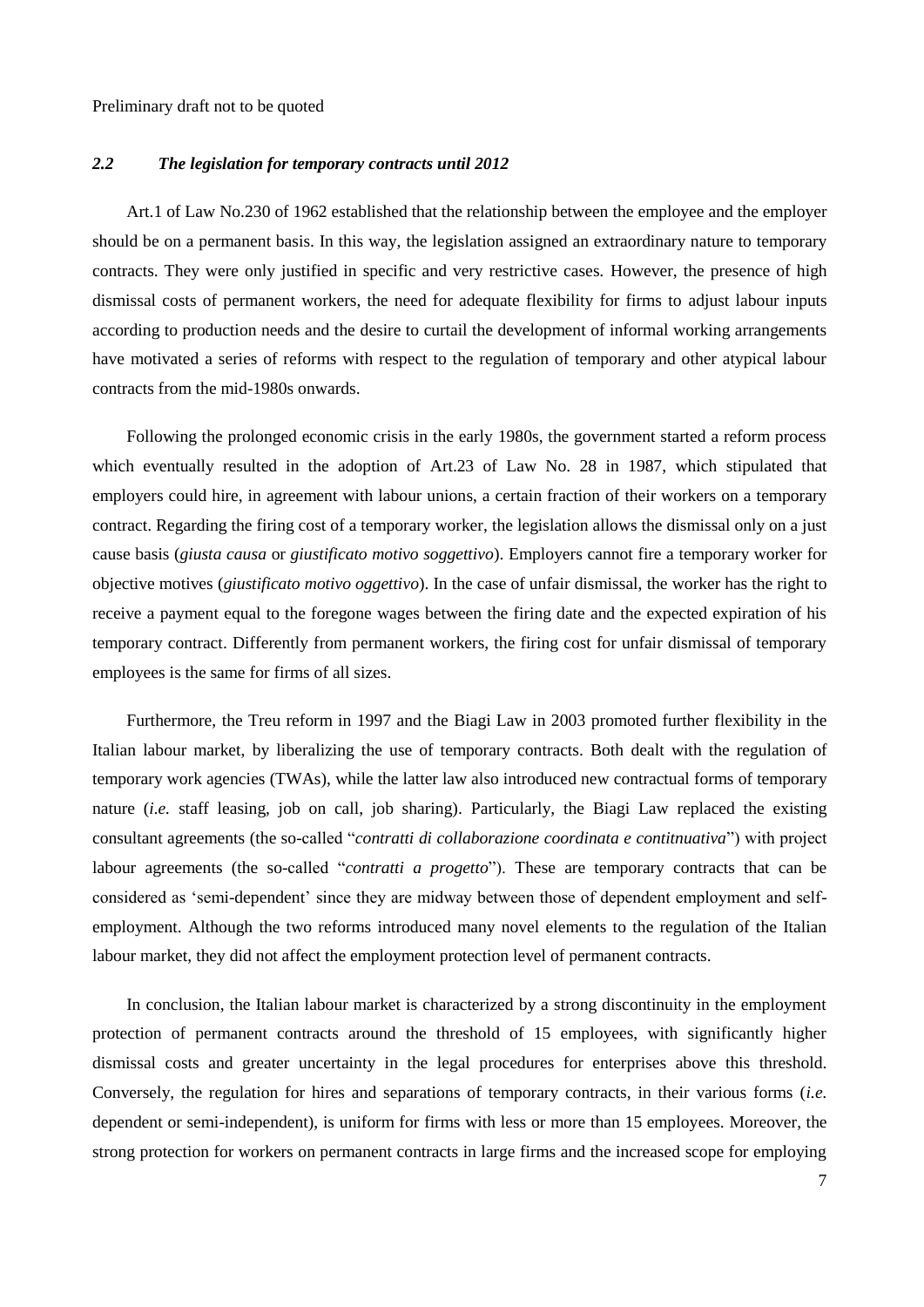Preliminary draft not to be quoted

### *2.2 The legislation for temporary contracts until 2012*

Art.1 of Law No.230 of 1962 established that the relationship between the employee and the employer should be on a permanent basis. In this way, the legislation assigned an extraordinary nature to temporary contracts. They were only justified in specific and very restrictive cases. However, the presence of high dismissal costs of permanent workers, the need for adequate flexibility for firms to adjust labour inputs according to production needs and the desire to curtail the development of informal working arrangements have motivated a series of reforms with respect to the regulation of temporary and other atypical labour contracts from the mid-1980s onwards.

Following the prolonged economic crisis in the early 1980s, the government started a reform process which eventually resulted in the adoption of Art.23 of Law No. 28 in 1987, which stipulated that employers could hire, in agreement with labour unions, a certain fraction of their workers on a temporary contract. Regarding the firing cost of a temporary worker, the legislation allows the dismissal only on a just cause basis (*giusta causa* or *giustificato motivo soggettivo*). Employers cannot fire a temporary worker for objective motives (*giustificato motivo oggettivo*). In the case of unfair dismissal, the worker has the right to receive a payment equal to the foregone wages between the firing date and the expected expiration of his temporary contract. Differently from permanent workers, the firing cost for unfair dismissal of temporary employees is the same for firms of all sizes.

Furthermore, the Treu reform in 1997 and the Biagi Law in 2003 promoted further flexibility in the Italian labour market, by liberalizing the use of temporary contracts. Both dealt with the regulation of temporary work agencies (TWAs), while the latter law also introduced new contractual forms of temporary nature (*i.e.* staff leasing, job on call, job sharing). Particularly, the Biagi Law replaced the existing consultant agreements (the so-called "*contratti di collaborazione coordinata e contitnuativa*") with project labour agreements (the so-called "*contratti a progetto*"). These are temporary contracts that can be considered as 'semi-dependent' since they are midway between those of dependent employment and self-employment. Although the two reforms introduced many novel elements to the regulation of the Italian labour market, they did not affect the employment protection level of permanent contracts.

In conclusion, the Italian labour market is characterized by a strong discontinuity in the employment protection of permanent contracts around the threshold of 15 employees, with significantly higher dismissal costs and greater uncertainty in the legal procedures for enterprises above this threshold. Conversely, the regulation for hires and separations of temporary contracts, in their various forms (*i.e.* dependent or semi-independent), is uniform for firms with less or more than 15 employees. Moreover, the strong protection for workers on permanent contracts in large firms and the increased scope for employing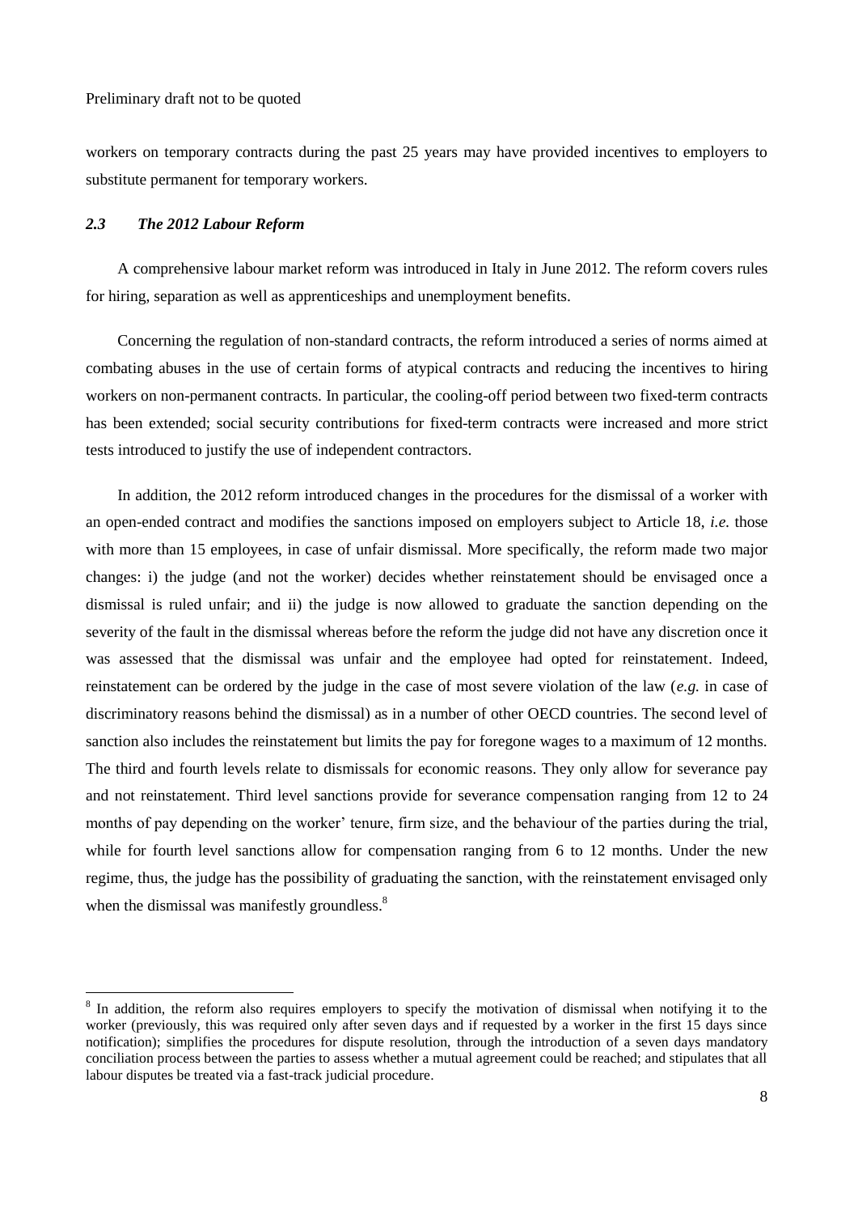workers on temporary contracts during the past 25 years may have provided incentives to employers to substitute permanent for temporary workers.

### *2.3 The 2012 Labour Reform*

A comprehensive labour market reform was introduced in Italy in June 2012. The reform covers rules for hiring, separation as well as apprenticeships and unemployment benefits.

Concerning the regulation of non-standard contracts, the reform introduced a series of norms aimed at combating abuses in the use of certain forms of atypical contracts and reducing the incentives to hiring workers on non-permanent contracts. In particular, the cooling-off period between two fixed-term contracts has been extended; social security contributions for fixed-term contracts were increased and more strict tests introduced to justify the use of independent contractors.

In addition, the 2012 reform introduced changes in the procedures for the dismissal of a worker with an open-ended contract and modifies the sanctions imposed on employers subject to Article 18, *i.e.* those with more than 15 employees, in case of unfair dismissal. More specifically, the reform made two major changes: i) the judge (and not the worker) decides whether reinstatement should be envisaged once a dismissal is ruled unfair; and ii) the judge is now allowed to graduate the sanction depending on the severity of the fault in the dismissal whereas before the reform the judge did not have any discretion once it was assessed that the dismissal was unfair and the employee had opted for reinstatement. Indeed, reinstatement can be ordered by the judge in the case of most severe violation of the law (*e.g.* in case of discriminatory reasons behind the dismissal) as in a number of other OECD countries. The second level of sanction also includes the reinstatement but limits the pay for foregone wages to a maximum of 12 months. The third and fourth levels relate to dismissals for economic reasons. They only allow for severance pay and not reinstatement. Third level sanctions provide for severance compensation ranging from 12 to 24 months of pay depending on the worker' tenure, firm size, and the behaviour of the parties during the trial, while for fourth level sanctions allow for compensation ranging from 6 to 12 months. Under the new regime, thus, the judge has the possibility of graduating the sanction, with the reinstatement envisaged only when the dismissal was manifestly groundless.[8]

[8] In addition, the reform also requires employers to specify the motivation of dismissal when notifying it to the worker (previously, this was required only after seven days and if requested by a worker in the first 15 days since notification); simplifies the procedures for dispute resolution, through the introduction of a seven days mandatory conciliation process between the parties to assess whether a mutual agreement could be reached; and stipulates that all labour disputes be treated via a fast-track judicial procedure.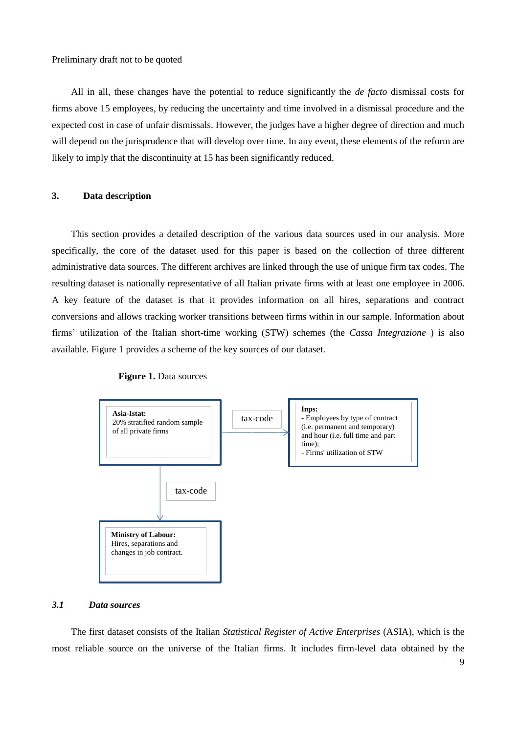All in all, these changes have the potential to reduce significantly the *de facto* dismissal costs for firms above 15 employees, by reducing the uncertainty and time involved in a dismissal procedure and the expected cost in case of unfair dismissals. However, the judges have a higher degree of direction and much will depend on the jurisprudence that will develop over time. In any event, these elements of the reform are likely to imply that the discontinuity at 15 has been significantly reduced.

## 3. Data description

This section provides a detailed description of the various data sources used in our analysis. More specifically, the core of the dataset used for this paper is based on the collection of three different administrative data sources. The different archives are linked through the use of unique firm tax codes. The resulting dataset is nationally representative of all Italian private firms with at least one employee in 2006. A key feature of the dataset is that it provides information on all hires, separations and contract conversions and allows tracking worker transitions between firms within in our sample. Information about firms' utilization of the Italian short-time working (STW) schemes (the *Cassa Integrazione* ) is also available. Figure 1 provides a scheme of the key sources of our dataset.

**Figure 1.** Data sources

**Asia-Istat:**
20% stratified random sample of all private firms

tax-code

**Inps:**
- Employees by type of contract (i.e. permanent and temporary) and hour (i.e. full time and part time);
- Firms' utilization of STW

tax-code

**Ministry of Labour:**
Hires, separations and changes in job contract.

### *3.1 Data sources*

The first dataset consists of the Italian *Statistical Register of Active Enterprises* (ASIA), which is the most reliable source on the universe of the Italian firms. It includes firm-level data obtained by the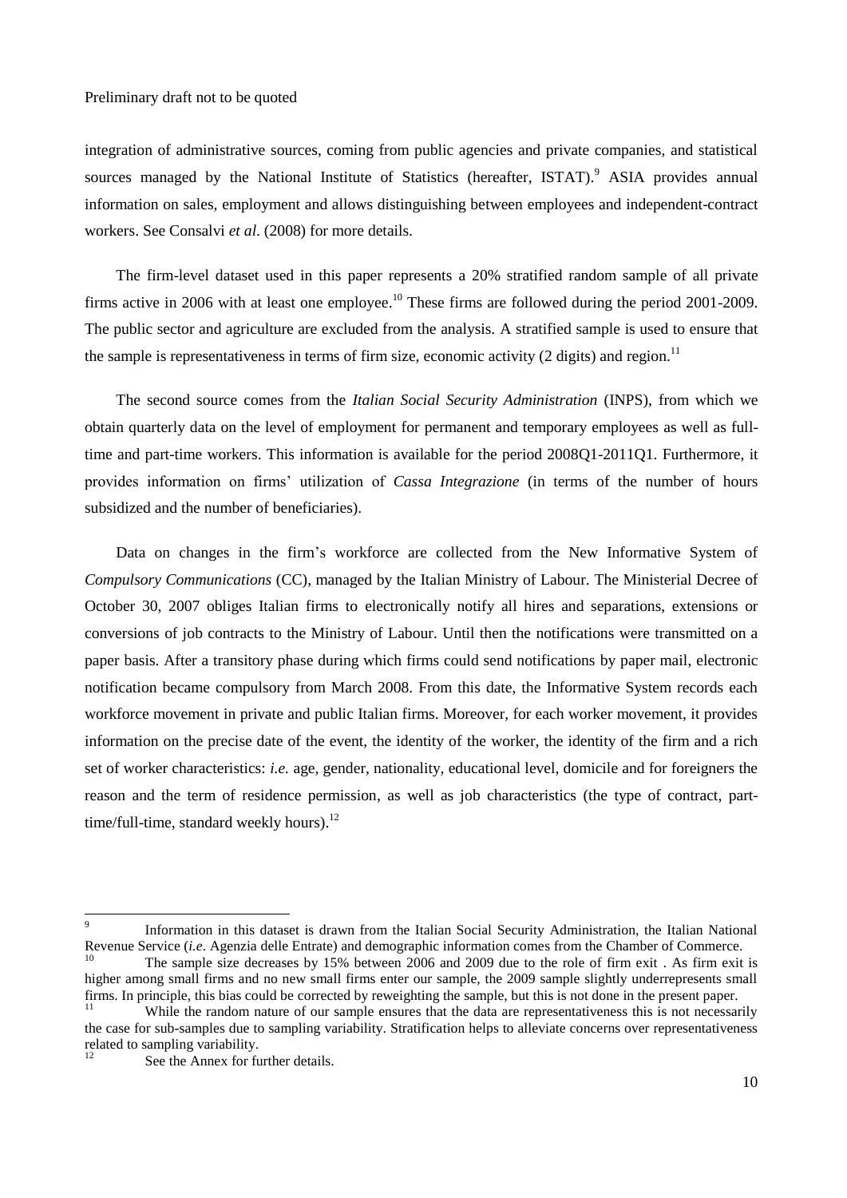integration of administrative sources, coming from public agencies and private companies, and statistical sources managed by the National Institute of Statistics (hereafter, ISTAT).[9] ASIA provides annual information on sales, employment and allows distinguishing between employees and independent-contract workers. See Consalvi *et al.* (2008) for more details.

The firm-level dataset used in this paper represents a 20% stratified random sample of all private firms active in 2006 with at least one employee.[10] These firms are followed during the period 2001-2009. The public sector and agriculture are excluded from the analysis. A stratified sample is used to ensure that the sample is representativeness in terms of firm size, economic activity (2 digits) and region.[11]

The second source comes from the *Italian Social Security Administration* (INPS), from which we obtain quarterly data on the level of employment for permanent and temporary employees as well as full-time and part-time workers. This information is available for the period 2008Q1-2011Q1. Furthermore, it provides information on firms' utilization of *Cassa Integrazione* (in terms of the number of hours subsidized and the number of beneficiaries).

Data on changes in the firm's workforce are collected from the New Informative System of *Compulsory Communications* (CC), managed by the Italian Ministry of Labour. The Ministerial Decree of October 30, 2007 obliges Italian firms to electronically notify all hires and separations, extensions or conversions of job contracts to the Ministry of Labour. Until then the notifications were transmitted on a paper basis. After a transitory phase during which firms could send notifications by paper mail, electronic notification became compulsory from March 2008. From this date, the Informative System records each workforce movement in private and public Italian firms. Moreover, for each worker movement, it provides information on the precise date of the event, the identity of the worker, the identity of the firm and a rich set of worker characteristics: *i.e.* age, gender, nationality, educational level, domicile and for foreigners the reason and the term of residence permission, as well as job characteristics (the type of contract, part-time/full-time, standard weekly hours).[12]

---

[9] Information in this dataset is drawn from the Italian Social Security Administration, the Italian National Revenue Service (*i.e*. Agenzia delle Entrate) and demographic information comes from the Chamber of Commerce.

[10] The sample size decreases by 15% between 2006 and 2009 due to the role of firm exit . As firm exit is higher among small firms and no new small firms enter our sample, the 2009 sample slightly underrepresents small firms. In principle, this bias could be corrected by reweighting the sample, but this is not done in the present paper.

[11] While the random nature of our sample ensures that the data are representativeness this is not necessarily the case for sub-samples due to sampling variability. Stratification helps to alleviate concerns over representativeness related to sampling variability.

[12] See the Annex for further details.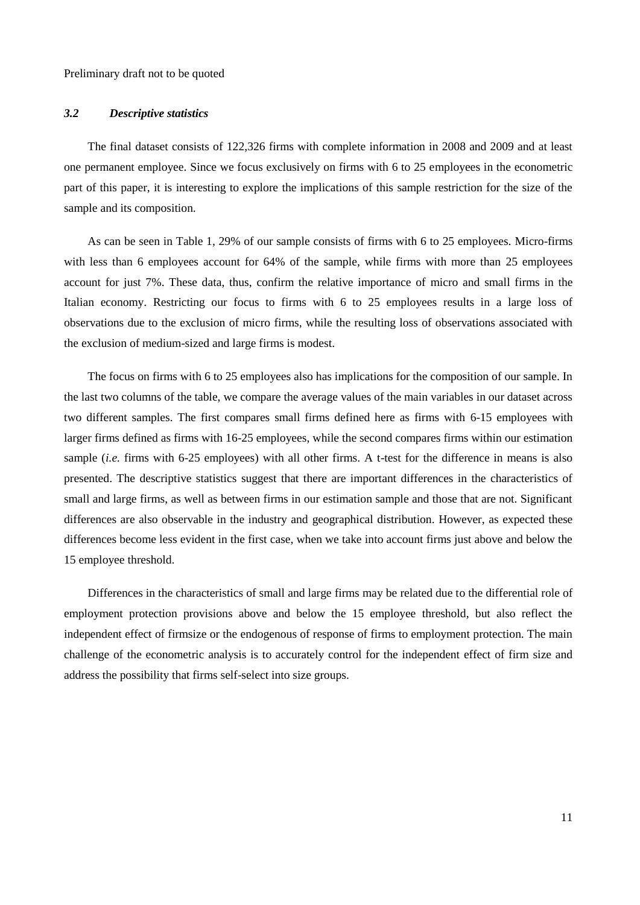Preliminary draft not to be quoted

### *3.2 Descriptive statistics*

The final dataset consists of 122,326 firms with complete information in 2008 and 2009 and at least one permanent employee. Since we focus exclusively on firms with 6 to 25 employees in the econometric part of this paper, it is interesting to explore the implications of this sample restriction for the size of the sample and its composition.

As can be seen in Table 1, 29% of our sample consists of firms with 6 to 25 employees. Micro-firms with less than 6 employees account for 64% of the sample, while firms with more than 25 employees account for just 7%. These data, thus, confirm the relative importance of micro and small firms in the Italian economy. Restricting our focus to firms with 6 to 25 employees results in a large loss of observations due to the exclusion of micro firms, while the resulting loss of observations associated with the exclusion of medium-sized and large firms is modest.

The focus on firms with 6 to 25 employees also has implications for the composition of our sample. In the last two columns of the table, we compare the average values of the main variables in our dataset across two different samples. The first compares small firms defined here as firms with 6-15 employees with larger firms defined as firms with 16-25 employees, while the second compares firms within our estimation sample (*i.e.* firms with 6-25 employees) with all other firms. A t-test for the difference in means is also presented. The descriptive statistics suggest that there are important differences in the characteristics of small and large firms, as well as between firms in our estimation sample and those that are not. Significant differences are also observable in the industry and geographical distribution. However, as expected these differences become less evident in the first case, when we take into account firms just above and below the 15 employee threshold.

Differences in the characteristics of small and large firms may be related due to the differential role of employment protection provisions above and below the 15 employee threshold, but also reflect the independent effect of firmsize or the endogenous of response of firms to employment protection. The main challenge of the econometric analysis is to accurately control for the independent effect of firm size and address the possibility that firms self-select into size groups.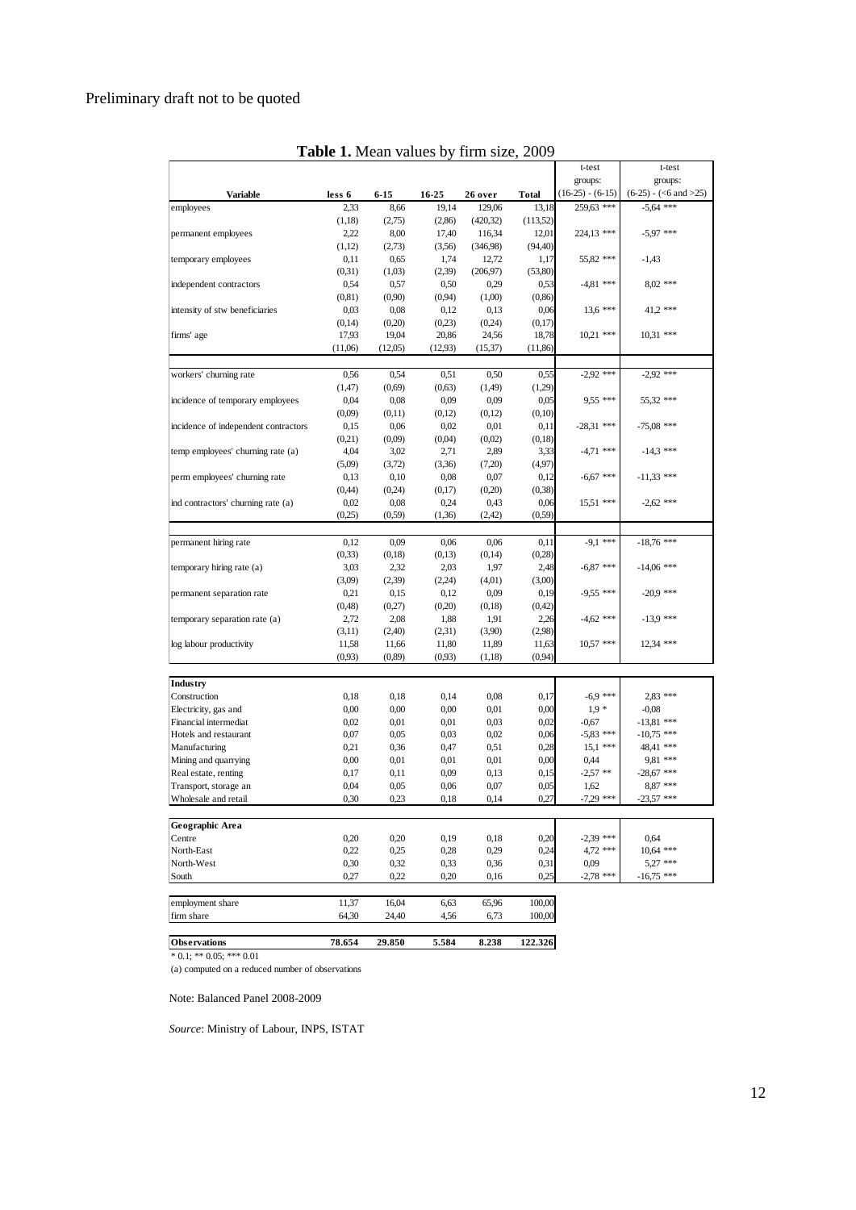Preliminary draft not to be quoted

**Table 1.** Mean values by firm size, 2009

| Variable | less 6 | 6-15 | 16-25 | 26 over | Total | t-test groups: (16-25) - (6-15) | t-test groups: (6-25) - (<6 and >25) |
|---|---|---|---|---|---|---|---|
| employees | 2,33 | 8,66 | 19,14 | 129,06 | 13,18 | 259,63 *** | -5,64 *** |
| | (1,18) | (2,75) | (2,86) | (420,32) | (113,52) | | |
| permanent employees | 2,22 | 8,00 | 17,40 | 116,34 | 12,01 | 224,13 *** | -5,97 *** |
| | (1,12) | (2,73) | (3,56) | (346,98) | (94,40) | | |
| temporary employees | 0,11 | 0,65 | 1,74 | 12,72 | 1,17 | 55,82 *** | -1,43 |
| | (0,31) | (1,03) | (2,39) | (206,97) | (53,80) | | |
| independent contractors | 0,54 | 0,57 | 0,50 | 0,29 | 0,53 | -4,81 *** | 8,02 *** |
| | (0,81) | (0,90) | (0,94) | (1,00) | (0,86) | | |
| intensity of stw beneficiaries | 0,03 | 0,08 | 0,12 | 0,13 | 0,06 | 13,6 *** | 41,2 *** |
| | (0,14) | (0,20) | (0,23) | (0,24) | (0,17) | | |
| firms' age | 17,93 | 19,04 | 20,86 | 24,56 | 18,78 | 10,21 *** | 10,31 *** |
| | (11,06) | (12,05) | (12,93) | (15,37) | (11,86) | | |
| workers' churning rate | 0,56 | 0,54 | 0,51 | 0,50 | 0,55 | -2,92 *** | -2,92 *** |
| | (1,47) | (0,69) | (0,63) | (1,49) | (1,29) | | |
| incidence of temporary employees | 0,04 | 0,08 | 0,09 | 0,09 | 0,05 | 9,55 *** | 55,32 *** |
| | (0,09) | (0,11) | (0,12) | (0,12) | (0,10) | | |
| incidence of independent contractors | 0,15 | 0,06 | 0,02 | 0,01 | 0,11 | -28,31 *** | -75,08 *** |
| | (0,21) | (0,09) | (0,04) | (0,02) | (0,18) | | |
| temp employees' churning rate (a) | 4,04 | 3,02 | 2,71 | 2,89 | 3,33 | -4,71 *** | -14,3 *** |
| | (5,09) | (3,72) | (3,36) | (7,20) | (4,97) | | |
| perm employees' churning rate | 0,13 | 0,10 | 0,08 | 0,07 | 0,12 | -6,67 *** | -11,33 *** |
| | (0,44) | (0,24) | (0,17) | (0,20) | (0,38) | | |
| ind contractors' churning rate (a) | 0,02 | 0,08 | 0,24 | 0,43 | 0,06 | 15,51 *** | -2,62 *** |
| | (0,25) | (0,59) | (1,36) | (2,42) | (0,59) | | |
| permanent hiring rate | 0,12 | 0,09 | 0,06 | 0,06 | 0,11 | -9,1 *** | -18,76 *** |
| | (0,33) | (0,18) | (0,13) | (0,14) | (0,28) | | |
| temporary hiring rate (a) | 3,03 | 2,32 | 2,03 | 1,97 | 2,48 | -6,87 *** | -14,06 *** |
| | (3,09) | (2,39) | (2,24) | (4,01) | (3,00) | | |
| permanent separation rate | 0,21 | 0,15 | 0,12 | 0,09 | 0,19 | -9,55 *** | -20,9 *** |
| | (0,48) | (0,27) | (0,20) | (0,18) | (0,42) | | |
| temporary separation rate (a) | 2,72 | 2,08 | 1,88 | 1,91 | 2,26 | -4,62 *** | -13,9 *** |
| | (3,11) | (2,40) | (2,31) | (3,90) | (2,98) | | |
| log labour productivity | 11,58 | 11,66 | 11,80 | 11,89 | 11,63 | 10,57 *** | 12,34 *** |
| | (0,93) | (0,89) | (0,93) | (1,18) | (0,94) | | |
| **Industry** | | | | | | | |
| Construction | 0,18 | 0,18 | 0,14 | 0,08 | 0,17 | -6,9 *** | 2,83 *** |
| Electricity, gas and | 0,00 | 0,00 | 0,00 | 0,01 | 0,00 | 1,9 * | -0,08 |
| Financial intermediat | 0,02 | 0,01 | 0,01 | 0,03 | 0,02 | -0,67 | -13,81 *** |
| Hotels and restaurant | 0,07 | 0,05 | 0,03 | 0,02 | 0,06 | -5,83 *** | -10,75 *** |
| Manufacturing | 0,21 | 0,36 | 0,47 | 0,51 | 0,28 | 15,1 *** | 48,41 *** |
| Mining and quarrying | 0,00 | 0,01 | 0,01 | 0,01 | 0,00 | 0,44 | 9,81 *** |
| Real estate, renting | 0,17 | 0,11 | 0,09 | 0,13 | 0,15 | -2,57 ** | -28,67 *** |
| Transport, storage an | 0,04 | 0,05 | 0,06 | 0,07 | 0,05 | 1,62 | 8,87 *** |
| Wholesale and retail | 0,30 | 0,23 | 0,18 | 0,14 | 0,27 | -7,29 *** | -23,57 *** |
| **Geographic Area** | | | | | | | |
| Centre | 0,20 | 0,20 | 0,19 | 0,18 | 0,20 | -2,39 *** | 0,64 |
| North-East | 0,22 | 0,25 | 0,28 | 0,29 | 0,24 | 4,72 *** | 10,64 *** |
| North-West | 0,30 | 0,32 | 0,33 | 0,36 | 0,31 | 0,09 | 5,27 *** |
| South | 0,27 | 0,22 | 0,20 | 0,16 | 0,25 | -2,78 *** | -16,75 *** |
| employment share | 11,37 | 16,04 | 6,63 | 65,96 | 100,00 | | |
| firm share | 64,30 | 24,40 | 4,56 | 6,73 | 100,00 | | |
| **Observations** | **78.654** | **29.850** | **5.584** | **8.238** | **122.326** | | |

\* 0.1; ** 0.05; *** 0.01

(a) computed on a reduced number of observations

Note: Balanced Panel 2008-2009

*Source*: Ministry of Labour, INPS, ISTAT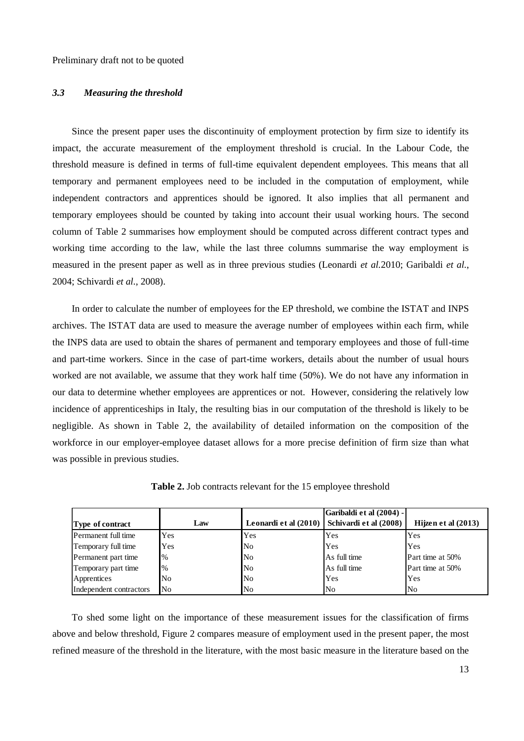### *3.3 Measuring the threshold*

Since the present paper uses the discontinuity of employment protection by firm size to identify its impact, the accurate measurement of the employment threshold is crucial. In the Labour Code, the threshold measure is defined in terms of full-time equivalent dependent employees. This means that all temporary and permanent employees need to be included in the computation of employment, while independent contractors and apprentices should be ignored. It also implies that all permanent and temporary employees should be counted by taking into account their usual working hours. The second column of Table 2 summarises how employment should be computed across different contract types and working time according to the law, while the last three columns summarise the way employment is measured in the present paper as well as in three previous studies (Leonardi *et al.*2010; Garibaldi *et al.*, 2004; Schivardi *et al.*, 2008).

In order to calculate the number of employees for the EP threshold, we combine the ISTAT and INPS archives. The ISTAT data are used to measure the average number of employees within each firm, while the INPS data are used to obtain the shares of permanent and temporary employees and those of full-time and part-time workers. Since in the case of part-time workers, details about the number of usual hours worked are not available, we assume that they work half time (50%). We do not have any information in our data to determine whether employees are apprentices or not. However, considering the relatively low incidence of apprenticeships in Italy, the resulting bias in our computation of the threshold is likely to be negligible. As shown in Table 2, the availability of detailed information on the composition of the workforce in our employer-employee dataset allows for a more precise definition of firm size than what was possible in previous studies.

**Table 2.** Job contracts relevant for the 15 employee threshold

| Type of contract | Law | Leonardi et al (2010) | Garibaldi et al (2004) - Schivardi et al (2008) | Hijzen et al (2013) |
|---|---|---|---|---|
| Permanent full time | Yes | Yes | Yes | Yes |
| Temporary full time | Yes | No | Yes | Yes |
| Permanent part time | % | No | As full time | Part time at 50% |
| Temporary part time | % | No | As full time | Part time at 50% |
| Apprentices | No | No | Yes | Yes |
| Independent contractors | No | No | No | No |

To shed some light on the importance of these measurement issues for the classification of firms above and below threshold, Figure 2 compares measure of employment used in the present paper, the most refined measure of the threshold in the literature, with the most basic measure in the literature based on the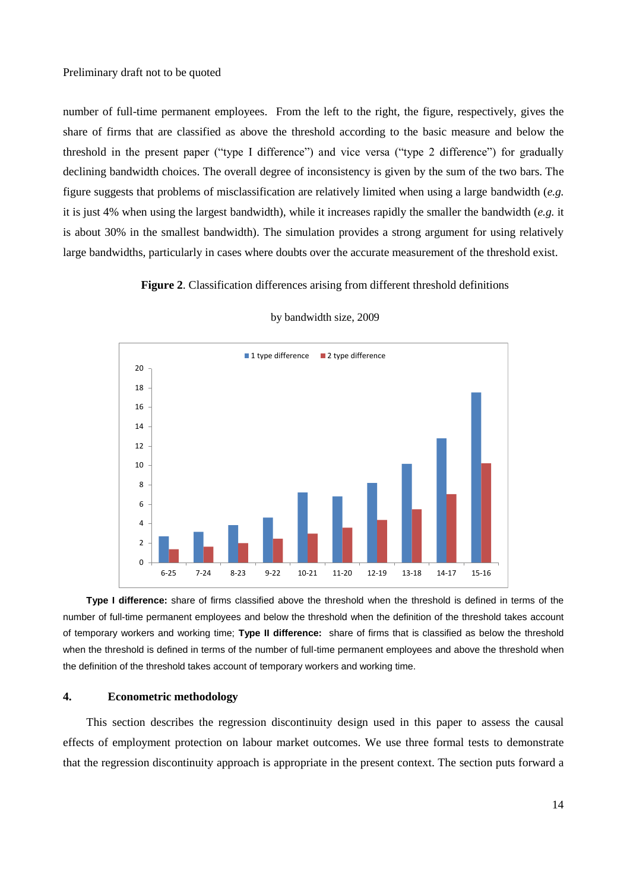number of full-time permanent employees. From the left to the right, the figure, respectively, gives the share of firms that are classified as above the threshold according to the basic measure and below the threshold in the present paper ("type I difference") and vice versa ("type 2 difference") for gradually declining bandwidth choices. The overall degree of inconsistency is given by the sum of the two bars. The figure suggests that problems of misclassification are relatively limited when using a large bandwidth (*e.g.* it is just 4% when using the largest bandwidth), while it increases rapidly the smaller the bandwidth (*e.g.* it is about 30% in the smallest bandwidth). The simulation provides a strong argument for using relatively large bandwidths, particularly in cases where doubts over the accurate measurement of the threshold exist.

**Figure 2**. Classification differences arising from different threshold definitions

by bandwidth size, 2009

1 type difference
2 type difference

20
18
16
14
12
10
8
6
4
2
0

6-25
7-24
8-23
9-22
10-21
11-20
12-19
13-18
14-17
15-16

**Type I difference:** share of firms classified above the threshold when the threshold is defined in terms of the number of full-time permanent employees and below the threshold when the definition of the threshold takes account of temporary workers and working time; **Type II difference:** share of firms that is classified as below the threshold when the threshold is defined in terms of the number of full-time permanent employees and above the threshold when the definition of the threshold takes account of temporary workers and working time.

## 4. Econometric methodology

This section describes the regression discontinuity design used in this paper to assess the causal effects of employment protection on labour market outcomes. We use three formal tests to demonstrate that the regression discontinuity approach is appropriate in the present context. The section puts forward a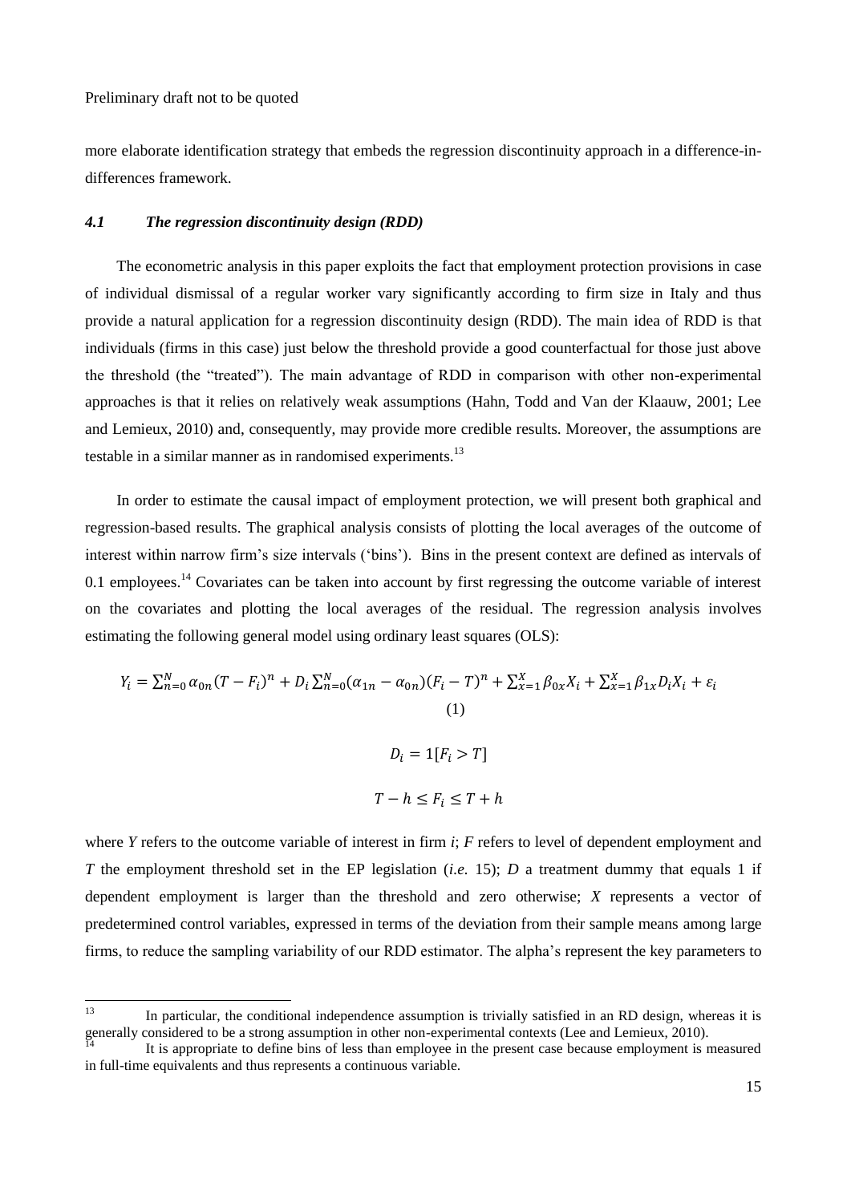more elaborate identification strategy that embeds the regression discontinuity approach in a difference-in-differences framework.

### *4.1 The regression discontinuity design (RDD)*

The econometric analysis in this paper exploits the fact that employment protection provisions in case of individual dismissal of a regular worker vary significantly according to firm size in Italy and thus provide a natural application for a regression discontinuity design (RDD). The main idea of RDD is that individuals (firms in this case) just below the threshold provide a good counterfactual for those just above the threshold (the "treated"). The main advantage of RDD in comparison with other non-experimental approaches is that it relies on relatively weak assumptions (Hahn, Todd and Van der Klaauw, 2001; Lee and Lemieux, 2010) and, consequently, may provide more credible results. Moreover, the assumptions are testable in a similar manner as in randomised experiments.[13]

In order to estimate the causal impact of employment protection, we will present both graphical and regression-based results. The graphical analysis consists of plotting the local averages of the outcome of interest within narrow firm's size intervals ('bins'). Bins in the present context are defined as intervals of 0.1 employees.[14] Covariates can be taken into account by first regressing the outcome variable of interest on the covariates and plotting the local averages of the residual. The regression analysis involves estimating the following general model using ordinary least squares (OLS):

$$Y_i = \sum_{n=0}^{N} \alpha_{0n}(T - F_i)^n + D_i \sum_{n=0}^{N} (\alpha_{1n} - \alpha_{0n})(F_i - T)^n + \sum_{x=1}^{X} \beta_{0x} X_i + \sum_{x=1}^{X} \beta_{1x} D_i X_i + \varepsilon_i \tag{1}$$

$$D_i = 1[F_i > T]$$

$$T - h \leq F_i \leq T + h$$

where *Y* refers to the outcome variable of interest in firm *i*; *F* refers to level of dependent employment and *T* the employment threshold set in the EP legislation (*i.e.* 15); *D* a treatment dummy that equals 1 if dependent employment is larger than the threshold and zero otherwise; *X* represents a vector of predetermined control variables, expressed in terms of the deviation from their sample means among large firms, to reduce the sampling variability of our RDD estimator. The alpha's represent the key parameters to

---

[13] In particular, the conditional independence assumption is trivially satisfied in an RD design, whereas it is generally considered to be a strong assumption in other non-experimental contexts (Lee and Lemieux, 2010).

[14] It is appropriate to define bins of less than employee in the present case because employment is measured in full-time equivalents and thus represents a continuous variable.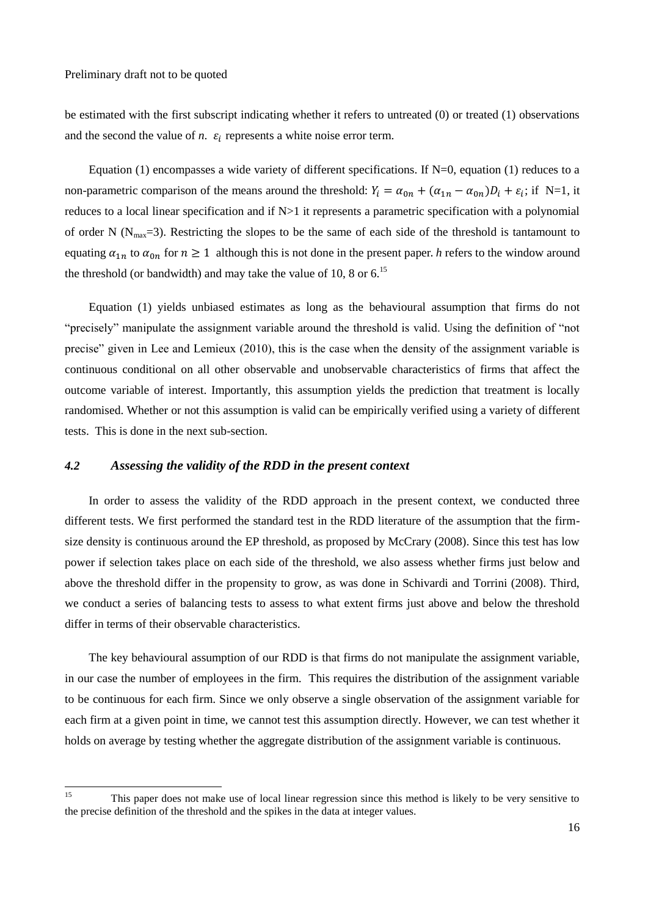be estimated with the first subscript indicating whether it refers to untreated (0) or treated (1) observations and the second the value of $n$. $\varepsilon_i$ represents a white noise error term.

Equation (1) encompasses a wide variety of different specifications. If N=0, equation (1) reduces to a non-parametric comparison of the means around the threshold: $Y_i = \alpha_{0n} + (\alpha_{1n} - \alpha_{0n})D_i + \varepsilon_i$; if N=1, it reduces to a local linear specification and if N>1 it represents a parametric specification with a polynomial of order N ($N_{max}$=3). Restricting the slopes to be the same of each side of the threshold is tantamount to equating $\alpha_{1n}$ to $\alpha_{0n}$ for $n \geq 1$ although this is not done in the present paper. *h* refers to the window around the threshold (or bandwidth) and may take the value of 10, 8 or 6.[15]

Equation (1) yields unbiased estimates as long as the behavioural assumption that firms do not "precisely" manipulate the assignment variable around the threshold is valid. Using the definition of "not precise" given in Lee and Lemieux (2010), this is the case when the density of the assignment variable is continuous conditional on all other observable and unobservable characteristics of firms that affect the outcome variable of interest. Importantly, this assumption yields the prediction that treatment is locally randomised. Whether or not this assumption is valid can be empirically verified using a variety of different tests. This is done in the next sub-section.

### *4.2 Assessing the validity of the RDD in the present context*

In order to assess the validity of the RDD approach in the present context, we conducted three different tests. We first performed the standard test in the RDD literature of the assumption that the firm-size density is continuous around the EP threshold, as proposed by McCrary (2008). Since this test has low power if selection takes place on each side of the threshold, we also assess whether firms just below and above the threshold differ in the propensity to grow, as was done in Schivardi and Torrini (2008). Third, we conduct a series of balancing tests to assess to what extent firms just above and below the threshold differ in terms of their observable characteristics.

The key behavioural assumption of our RDD is that firms do not manipulate the assignment variable, in our case the number of employees in the firm. This requires the distribution of the assignment variable to be continuous for each firm. Since we only observe a single observation of the assignment variable for each firm at a given point in time, we cannot test this assumption directly. However, we can test whether it holds on average by testing whether the aggregate distribution of the assignment variable is continuous.

---

[15] This paper does not make use of local linear regression since this method is likely to be very sensitive to the precise definition of the threshold and the spikes in the data at integer values.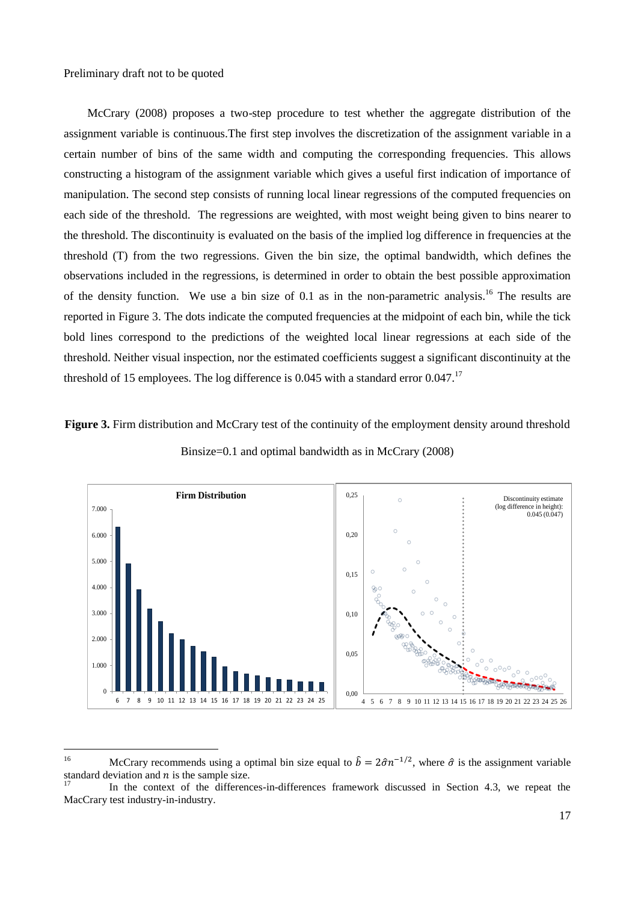McCrary (2008) proposes a two-step procedure to test whether the aggregate distribution of the assignment variable is continuous.The first step involves the discretization of the assignment variable in a certain number of bins of the same width and computing the corresponding frequencies. This allows constructing a histogram of the assignment variable which gives a useful first indication of importance of manipulation. The second step consists of running local linear regressions of the computed frequencies on each side of the threshold. The regressions are weighted, with most weight being given to bins nearer to the threshold. The discontinuity is evaluated on the basis of the implied log difference in frequencies at the threshold (T) from the two regressions. Given the bin size, the optimal bandwidth, which defines the observations included in the regressions, is determined in order to obtain the best possible approximation of the density function. We use a bin size of 0.1 as in the non-parametric analysis.[16] The results are reported in Figure 3. The dots indicate the computed frequencies at the midpoint of each bin, while the tick bold lines correspond to the predictions of the weighted local linear regressions at each side of the threshold. Neither visual inspection, nor the estimated coefficients suggest a significant discontinuity at the threshold of 15 employees. The log difference is 0.045 with a standard error 0.047.[17]

**Figure 3.** Firm distribution and McCrary test of the continuity of the employment density around threshold

Binsize=0.1 and optimal bandwidth as in McCrary (2008)

**Firm Distribution**

7.000
6.000
5.000
4.000
3.000
2.000
1.000
0

6 7 8 9 10 11 12 13 14 15 16 17 18 19 20 21 22 23 24 25

0,25
0,20
0,15
0,10
0,05
0,00

4 5 6 7 8 9 10 11 12 13 14 15 16 17 18 19 20 21 22 23 24 25 26

Discontinuity estimate
(log difference in height):
0.045 (0.047)

---

[16] McCrary recommends using a optimal bin size equal to $\hat{b} = 2\hat{\sigma}n^{-1/2}$, where $\hat{\sigma}$ is the assignment variable standard deviation and $n$ is the sample size.

[17] In the context of the differences-in-differences framework discussed in Section 4.3, we repeat the MacCrary test industry-in-industry.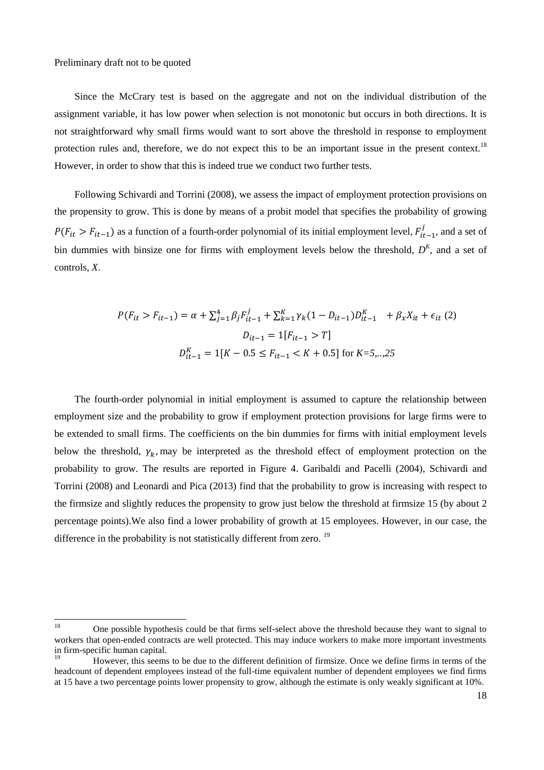Since the McCrary test is based on the aggregate and not on the individual distribution of the assignment variable, it has low power when selection is not monotonic but occurs in both directions. It is not straightforward why small firms would want to sort above the threshold in response to employment protection rules and, therefore, we do not expect this to be an important issue in the present context.[18] However, in order to show that this is indeed true we conduct two further tests.

Following Schivardi and Torrini (2008), we assess the impact of employment protection provisions on the propensity to grow. This is done by means of a probit model that specifies the probability of growing $P(F_{it} > F_{it-1})$ as a function of a fourth-order polynomial of its initial employment level, $F_{it-1}^{j}$, and a set of bin dummies with binsize one for firms with employment levels below the threshold, $D^K$, and a set of controls, $X$.

$$P(F_{it} > F_{it-1}) = \alpha + \sum_{j=1}^{4} \beta_j F_{it-1}^{j} + \sum_{k=1}^{K} \gamma_k (1 - D_{it-1}) D_{it-1}^{K} \quad + \beta_x X_{it} + \epsilon_{it} \quad (2)$$

$$D_{it-1} = 1[F_{it-1} > T]$$

$$D_{it-1}^{K} = 1[K - 0.5 \leq F_{it-1} < K + 0.5] \text{ for } K=5,..,25$$

The fourth-order polynomial in initial employment is assumed to capture the relationship between employment size and the probability to grow if employment protection provisions for large firms were to be extended to small firms. The coefficients on the bin dummies for firms with initial employment levels below the threshold, $\gamma_k$, may be interpreted as the threshold effect of employment protection on the probability to grow. The results are reported in Figure 4. Garibaldi and Pacelli (2004), Schivardi and Torrini (2008) and Leonardi and Pica (2013) find that the probability to grow is increasing with respect to the firmsize and slightly reduces the propensity to grow just below the threshold at firmsize 15 (by about 2 percentage points).We also find a lower probability of growth at 15 employees. However, in our case, the difference in the probability is not statistically different from zero. [19]

---

[18] One possible hypothesis could be that firms self-select above the threshold because they want to signal to workers that open-ended contracts are well protected. This may induce workers to make more important investments in firm-specific human capital.

[19] However, this seems to be due to the different definition of firmsize. Once we define firms in terms of the headcount of dependent employees instead of the full-time equivalent number of dependent employees we find firms at 15 have a two percentage points lower propensity to grow, although the estimate is only weakly significant at 10%.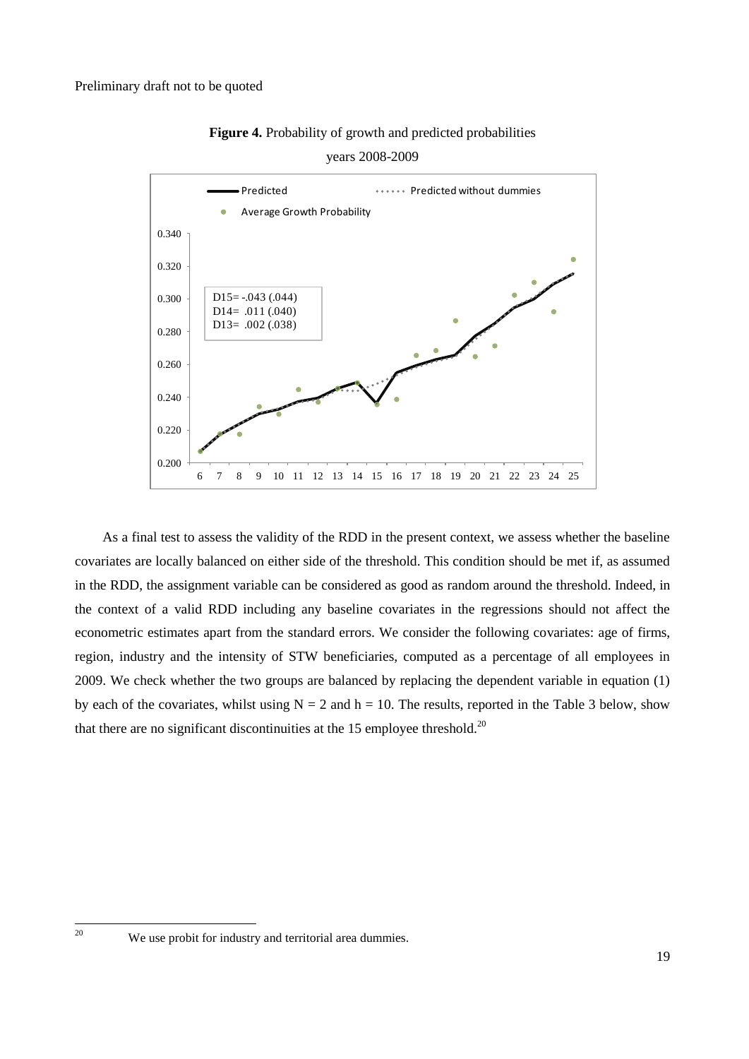**Figure 4.** Probability of growth and predicted probabilities

years 2008-2009

Predicted

Predicted without dummies

Average Growth Probability

D15= -.043 (.044)
D14= .011 (.040)
D13= .002 (.038)

0.340
0.320
0.300
0.280
0.260
0.240
0.220
0.200

6 7 8 9 10 11 12 13 14 15 16 17 18 19 20 21 22 23 24 25

As a final test to assess the validity of the RDD in the present context, we assess whether the baseline covariates are locally balanced on either side of the threshold. This condition should be met if, as assumed in the RDD, the assignment variable can be considered as good as random around the threshold. Indeed, in the context of a valid RDD including any baseline covariates in the regressions should not affect the econometric estimates apart from the standard errors. We consider the following covariates: age of firms, region, industry and the intensity of STW beneficiaries, computed as a percentage of all employees in 2009. We check whether the two groups are balanced by replacing the dependent variable in equation (1) by each of the covariates, whilst using $N = 2$ and $h = 10$. The results, reported in the Table 3 below, show that there are no significant discontinuities at the 15 employee threshold.[20]

[20] We use probit for industry and territorial area dummies.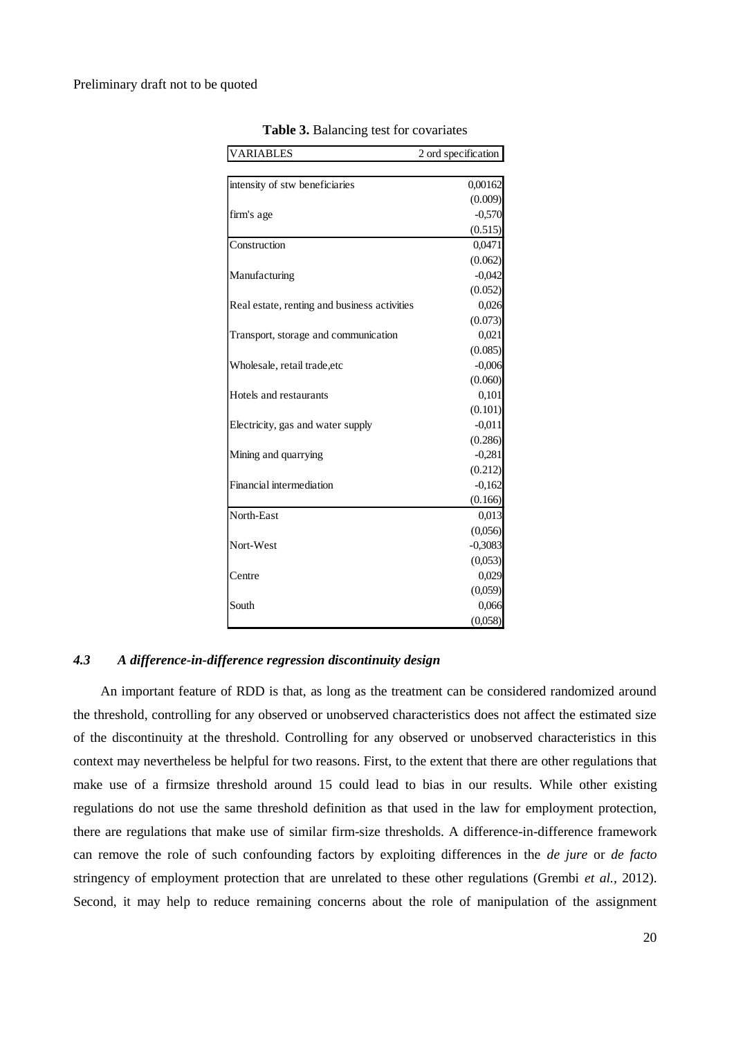Preliminary draft not to be quoted

**Table 3.** Balancing test for covariates

| VARIABLES | 2 ord specification |
|---|---|
| intensity of stw beneficiaries | 0,00162 |
| | (0.009) |
| firm's age | -0,570 |
| | (0.515) |
| Construction | 0,0471 |
| | (0.062) |
| Manufacturing | -0,042 |
| | (0.052) |
| Real estate, renting and business activities | 0,026 |
| | (0.073) |
| Transport, storage and communication | 0,021 |
| | (0.085) |
| Wholesale, retail trade,etc | -0,006 |
| | (0.060) |
| Hotels and restaurants | 0,101 |
| | (0.101) |
| Electricity, gas and water supply | -0,011 |
| | (0.286) |
| Mining and quarrying | -0,281 |
| | (0.212) |
| Financial intermediation | -0,162 |
| | (0.166) |
| North-East | 0,013 |
| | (0,056) |
| Nort-West | -0,3083 |
| | (0,053) |
| Centre | 0,029 |
| | (0,059) |
| South | 0,066 |
| | (0,058) |

### *4.3 A difference-in-difference regression discontinuity design*

An important feature of RDD is that, as long as the treatment can be considered randomized around the threshold, controlling for any observed or unobserved characteristics does not affect the estimated size of the discontinuity at the threshold. Controlling for any observed or unobserved characteristics in this context may nevertheless be helpful for two reasons. First, to the extent that there are other regulations that make use of a firmsize threshold around 15 could lead to bias in our results. While other existing regulations do not use the same threshold definition as that used in the law for employment protection, there are regulations that make use of similar firm-size thresholds. A difference-in-difference framework can remove the role of such confounding factors by exploiting differences in the *de jure* or *de facto* stringency of employment protection that are unrelated to these other regulations (Grembi *et al.,* 2012). Second, it may help to reduce remaining concerns about the role of manipulation of the assignment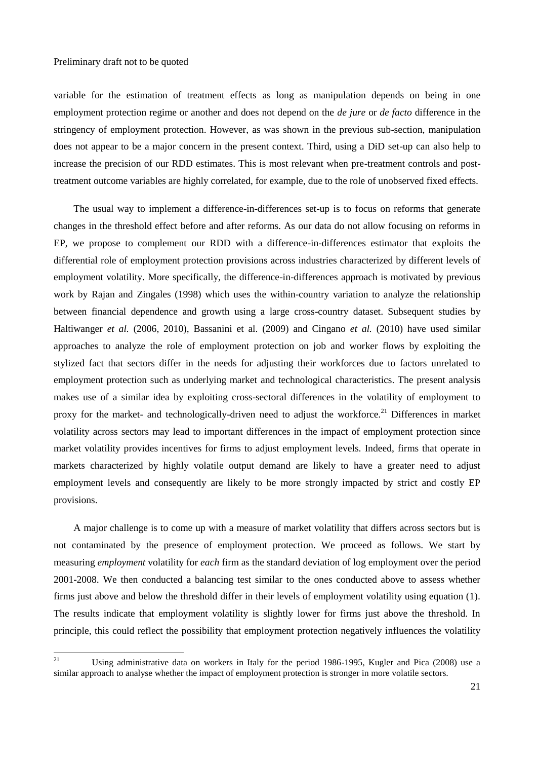variable for the estimation of treatment effects as long as manipulation depends on being in one employment protection regime or another and does not depend on the *de jure* or *de facto* difference in the stringency of employment protection. However, as was shown in the previous sub-section, manipulation does not appear to be a major concern in the present context. Third, using a DiD set-up can also help to increase the precision of our RDD estimates. This is most relevant when pre-treatment controls and post-treatment outcome variables are highly correlated, for example, due to the role of unobserved fixed effects.

The usual way to implement a difference-in-differences set-up is to focus on reforms that generate changes in the threshold effect before and after reforms. As our data do not allow focusing on reforms in EP, we propose to complement our RDD with a difference-in-differences estimator that exploits the differential role of employment protection provisions across industries characterized by different levels of employment volatility. More specifically, the difference-in-differences approach is motivated by previous work by Rajan and Zingales (1998) which uses the within-country variation to analyze the relationship between financial dependence and growth using a large cross-country dataset. Subsequent studies by Haltiwanger *et al.* (2006, 2010), Bassanini et al. (2009) and Cingano *et al.* (2010) have used similar approaches to analyze the role of employment protection on job and worker flows by exploiting the stylized fact that sectors differ in the needs for adjusting their workforces due to factors unrelated to employment protection such as underlying market and technological characteristics. The present analysis makes use of a similar idea by exploiting cross-sectoral differences in the volatility of employment to proxy for the market- and technologically-driven need to adjust the workforce.[21] Differences in market volatility across sectors may lead to important differences in the impact of employment protection since market volatility provides incentives for firms to adjust employment levels. Indeed, firms that operate in markets characterized by highly volatile output demand are likely to have a greater need to adjust employment levels and consequently are likely to be more strongly impacted by strict and costly EP provisions.

A major challenge is to come up with a measure of market volatility that differs across sectors but is not contaminated by the presence of employment protection. We proceed as follows. We start by measuring *employment* volatility for *each* firm as the standard deviation of log employment over the period 2001-2008. We then conducted a balancing test similar to the ones conducted above to assess whether firms just above and below the threshold differ in their levels of employment volatility using equation (1). The results indicate that employment volatility is slightly lower for firms just above the threshold. In principle, this could reflect the possibility that employment protection negatively influences the volatility

[21] Using administrative data on workers in Italy for the period 1986-1995, Kugler and Pica (2008) use a similar approach to analyse whether the impact of employment protection is stronger in more volatile sectors.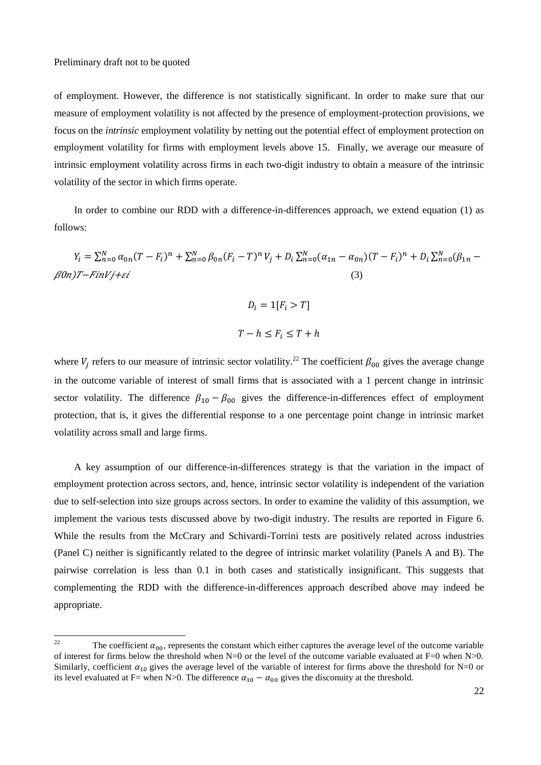of employment. However, the difference is not statistically significant. In order to make sure that our measure of employment volatility is not affected by the presence of employment-protection provisions, we focus on the *intrinsic* employment volatility by netting out the potential effect of employment protection on employment volatility for firms with employment levels above 15. Finally, we average our measure of intrinsic employment volatility across firms in each two-digit industry to obtain a measure of the intrinsic volatility of the sector in which firms operate.

In order to combine our RDD with a difference-in-differences approach, we extend equation (1) as follows:

$$Y_i = \sum_{n=0}^{N} \alpha_{0n}(T - F_i)^n + \sum_{n=0}^{N} \beta_{0n}(F_i - T)^n V_j + D_i \sum_{n=0}^{N} (\alpha_{1n} - \alpha_{0n})(T - F_i)^n + D_i \sum_{n=0}^{N} (\beta_{1n} - \beta_{0n})(T - F_i)^n V_j + \varepsilon_i \qquad (3)$$

$$D_i = 1[F_i > T]$$

$$T - h \leq F_i \leq T + h$$

where $V_j$ refers to our measure of intrinsic sector volatility.[22] The coefficient $\beta_{00}$ gives the average change in the outcome variable of interest of small firms that is associated with a 1 percent change in intrinsic sector volatility. The difference $\beta_{10} - \beta_{00}$ gives the difference-in-differences effect of employment protection, that is, it gives the differential response to a one percentage point change in intrinsic market volatility across small and large firms.

A key assumption of our difference-in-differences strategy is that the variation in the impact of employment protection across sectors, and, hence, intrinsic sector volatility is independent of the variation due to self-selection into size groups across sectors. In order to examine the validity of this assumption, we implement the various tests discussed above by two-digit industry. The results are reported in Figure 6. While the results from the McCrary and Schivardi-Torrini tests are positively related across industries (Panel C) neither is significantly related to the degree of intrinsic market volatility (Panels A and B). The pairwise correlation is less than 0.1 in both cases and statistically insignificant. This suggests that complementing the RDD with the difference-in-differences approach described above may indeed be appropriate.

[22] The coefficient $\alpha_{00}$, represents the constant which either captures the average level of the outcome variable of interest for firms below the threshold when N=0 or the level of the outcome variable evaluated at F=0 when N>0. Similarly, coefficient $\alpha_{10}$ gives the average level of the variable of interest for firms above the threshold for N=0 or its level evaluated at F= when N>0. The difference $\alpha_{10} - \alpha_{00}$ gives the disconuity at the threshold.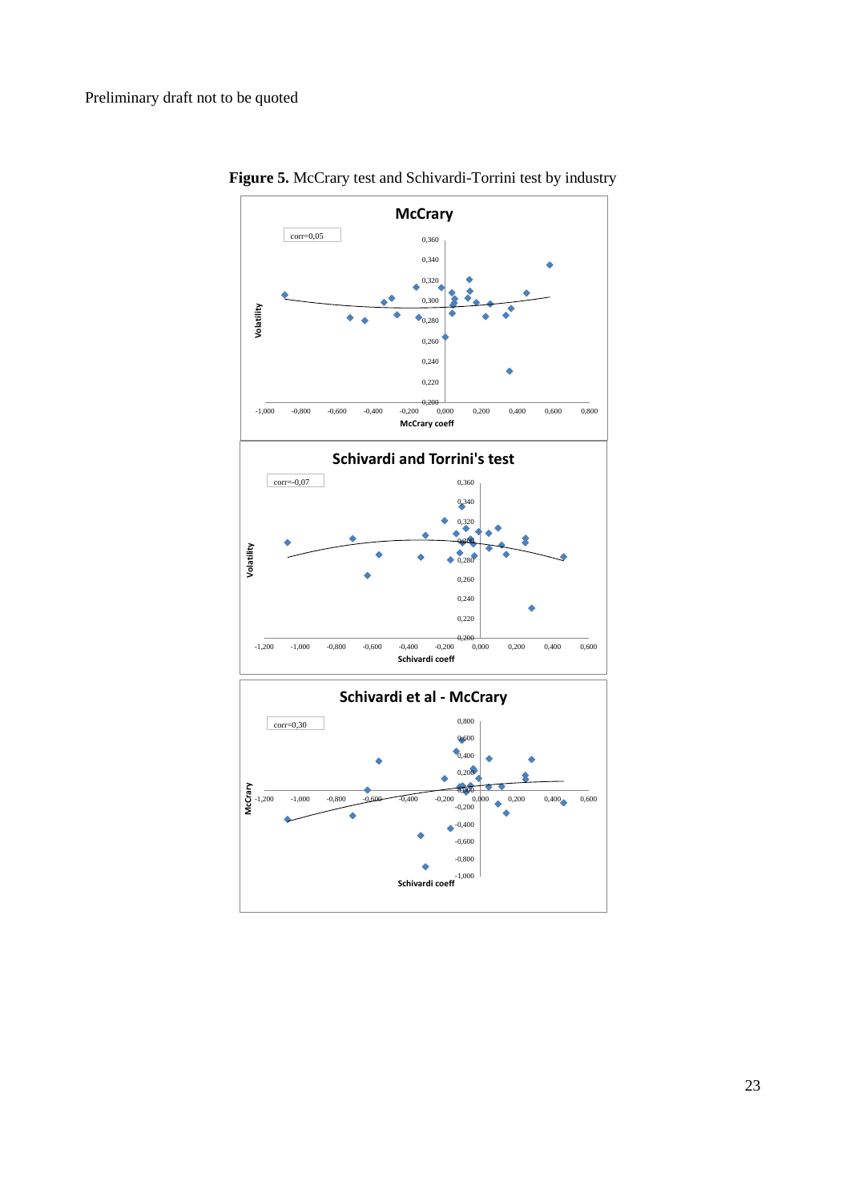**Figure 5.** McCrary test and Schivardi-Torrini test by industry

**McCrary**

corr=0,05

Volatility

McCrary coeff

**Schivardi and Torrini's test**

corr=-0,07

Volatility

Schivardi coeff

**Schivardi et al - McCrary**

corr=0,30

McCrary

Schivardi coeff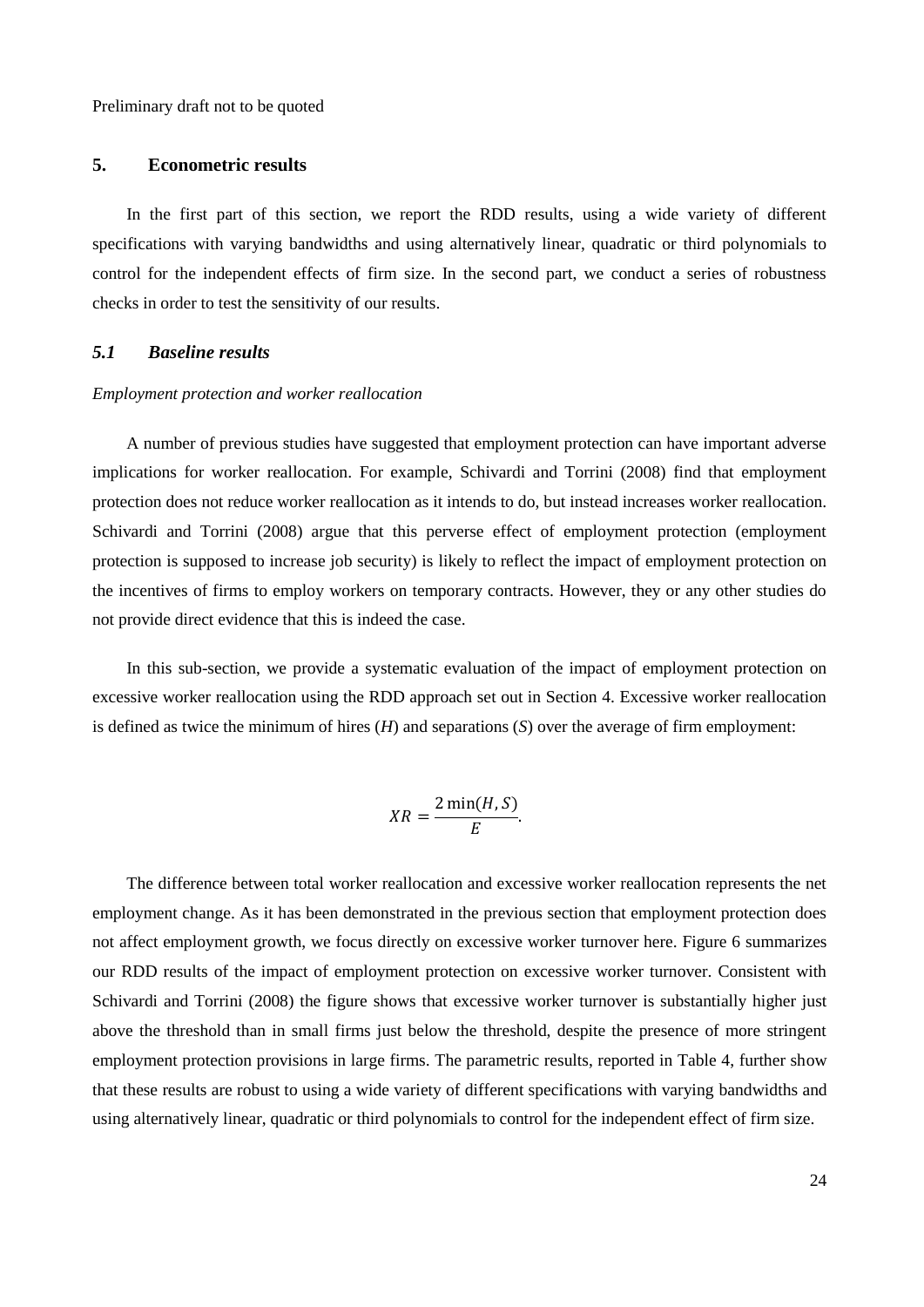Preliminary draft not to be quoted

## 5. Econometric results

In the first part of this section, we report the RDD results, using a wide variety of different specifications with varying bandwidths and using alternatively linear, quadratic or third polynomials to control for the independent effects of firm size. In the second part, we conduct a series of robustness checks in order to test the sensitivity of our results.

### *5.1 Baseline results*

*Employment protection and worker reallocation*

A number of previous studies have suggested that employment protection can have important adverse implications for worker reallocation. For example, Schivardi and Torrini (2008) find that employment protection does not reduce worker reallocation as it intends to do, but instead increases worker reallocation. Schivardi and Torrini (2008) argue that this perverse effect of employment protection (employment protection is supposed to increase job security) is likely to reflect the impact of employment protection on the incentives of firms to employ workers on temporary contracts. However, they or any other studies do not provide direct evidence that this is indeed the case.

In this sub-section, we provide a systematic evaluation of the impact of employment protection on excessive worker reallocation using the RDD approach set out in Section 4. Excessive worker reallocation is defined as twice the minimum of hires (*H*) and separations (*S*) over the average of firm employment:

$$XR = \frac{2\min(H, S)}{E}.$$

The difference between total worker reallocation and excessive worker reallocation represents the net employment change. As it has been demonstrated in the previous section that employment protection does not affect employment growth, we focus directly on excessive worker turnover here. Figure 6 summarizes our RDD results of the impact of employment protection on excessive worker turnover. Consistent with Schivardi and Torrini (2008) the figure shows that excessive worker turnover is substantially higher just above the threshold than in small firms just below the threshold, despite the presence of more stringent employment protection provisions in large firms. The parametric results, reported in Table 4, further show that these results are robust to using a wide variety of different specifications with varying bandwidths and using alternatively linear, quadratic or third polynomials to control for the independent effect of firm size.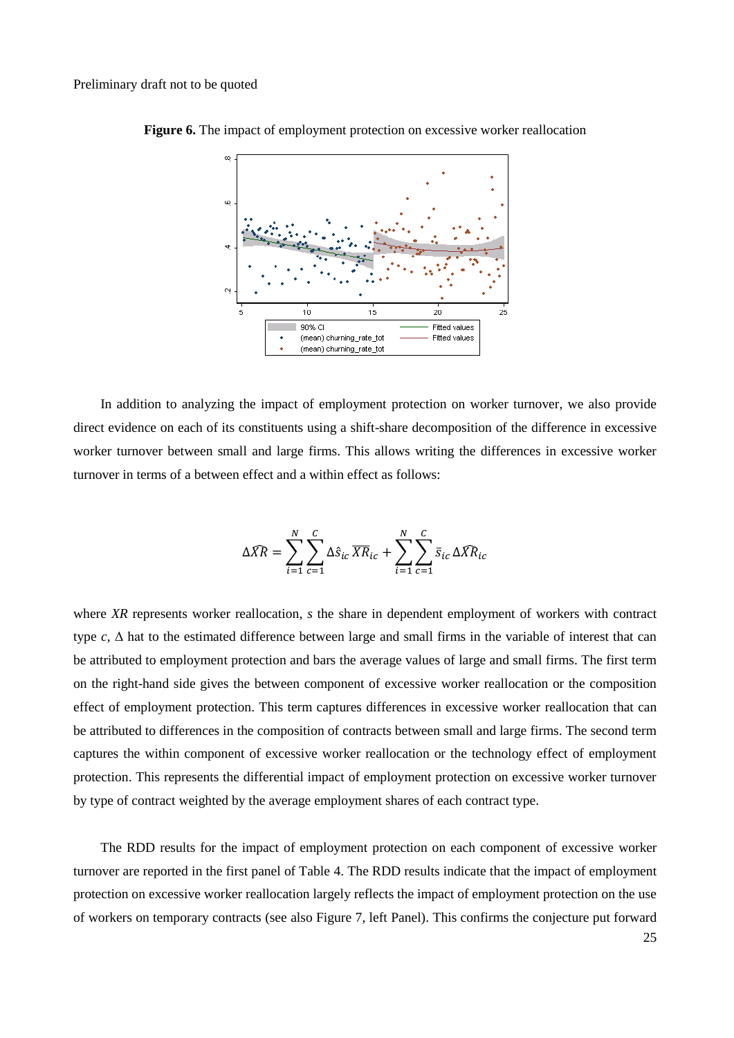**Figure 6.** The impact of employment protection on excessive worker reallocation

.8
.6
.4
.2
5
10
15
20
25

90% CI
(mean) churning_rate_tot
(mean) churning_rate_tot
Fitted values
Fitted values

In addition to analyzing the impact of employment protection on worker turnover, we also provide direct evidence on each of its constituents using a shift-share decomposition of the difference in excessive worker turnover between small and large firms. This allows writing the differences in excessive worker turnover in terms of a between effect and a within effect as follows:

$$\Delta\widehat{XR} = \sum_{i=1}^{N}\sum_{c=1}^{C} \Delta\hat{s}_{ic}\,\overline{XR}_{ic} + \sum_{i=1}^{N}\sum_{c=1}^{C} \bar{s}_{ic}\,\Delta\widehat{XR}_{ic}$$

where *XR* represents worker reallocation, *s* the share in dependent employment of workers with contract type *c*, Δ hat to the estimated difference between large and small firms in the variable of interest that can be attributed to employment protection and bars the average values of large and small firms. The first term on the right-hand side gives the between component of excessive worker reallocation or the composition effect of employment protection. This term captures differences in excessive worker reallocation that can be attributed to differences in the composition of contracts between small and large firms. The second term captures the within component of excessive worker reallocation or the technology effect of employment protection. This represents the differential impact of employment protection on excessive worker turnover by type of contract weighted by the average employment shares of each contract type.

The RDD results for the impact of employment protection on each component of excessive worker turnover are reported in the first panel of Table 4. The RDD results indicate that the impact of employment protection on excessive worker reallocation largely reflects the impact of employment protection on the use of workers on temporary contracts (see also Figure 7, left Panel). This confirms the conjecture put forward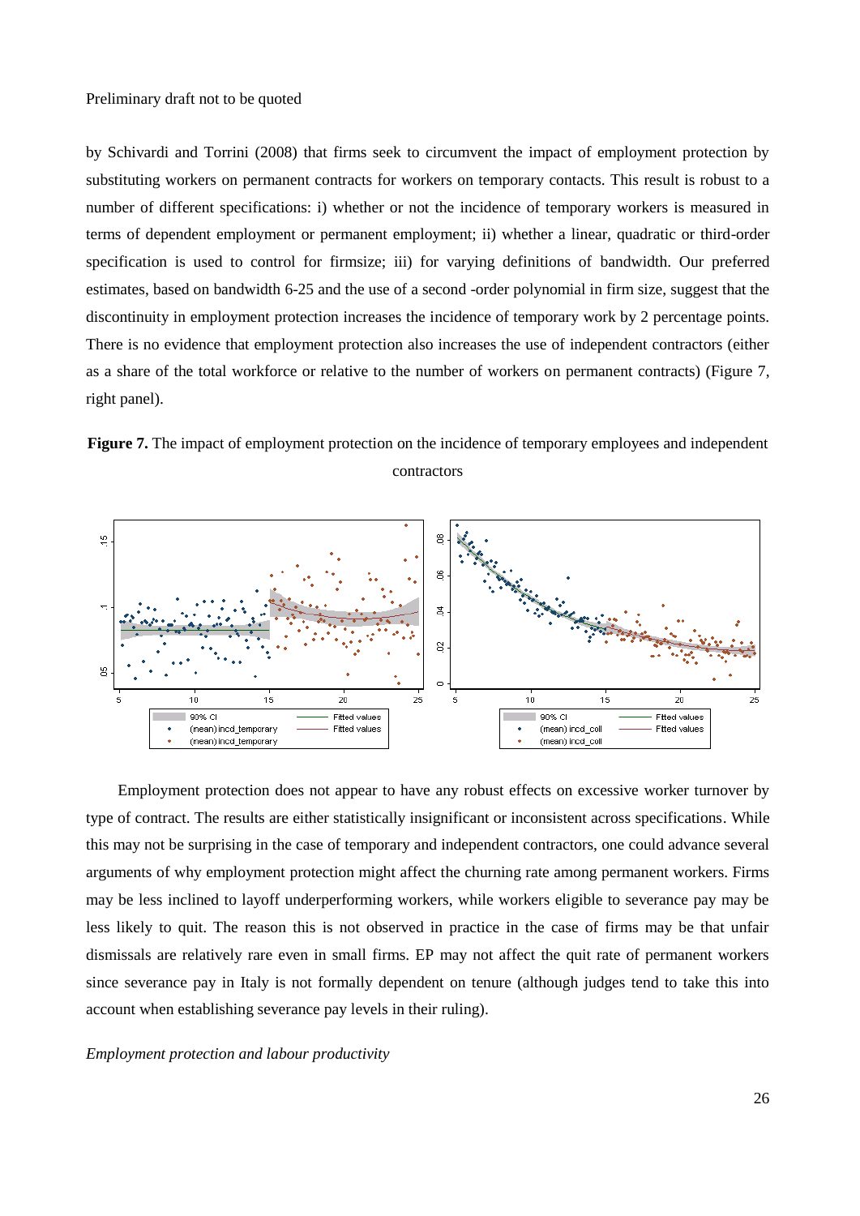by Schivardi and Torrini (2008) that firms seek to circumvent the impact of employment protection by substituting workers on permanent contracts for workers on temporary contacts. This result is robust to a number of different specifications: i) whether or not the incidence of temporary workers is measured in terms of dependent employment or permanent employment; ii) whether a linear, quadratic or third-order specification is used to control for firmsize; iii) for varying definitions of bandwidth. Our preferred estimates, based on bandwidth 6-25 and the use of a second -order polynomial in firm size, suggest that the discontinuity in employment protection increases the incidence of temporary work by 2 percentage points. There is no evidence that employment protection also increases the use of independent contractors (either as a share of the total workforce or relative to the number of workers on permanent contracts) (Figure 7, right panel).

**Figure 7.** The impact of employment protection on the incidence of temporary employees and independent contractors

Employment protection does not appear to have any robust effects on excessive worker turnover by type of contract. The results are either statistically insignificant or inconsistent across specifications. While this may not be surprising in the case of temporary and independent contractors, one could advance several arguments of why employment protection might affect the churning rate among permanent workers. Firms may be less inclined to layoff underperforming workers, while workers eligible to severance pay may be less likely to quit. The reason this is not observed in practice in the case of firms may be that unfair dismissals are relatively rare even in small firms. EP may not affect the quit rate of permanent workers since severance pay in Italy is not formally dependent on tenure (although judges tend to take this into account when establishing severance pay levels in their ruling).

*Employment protection and labour productivity*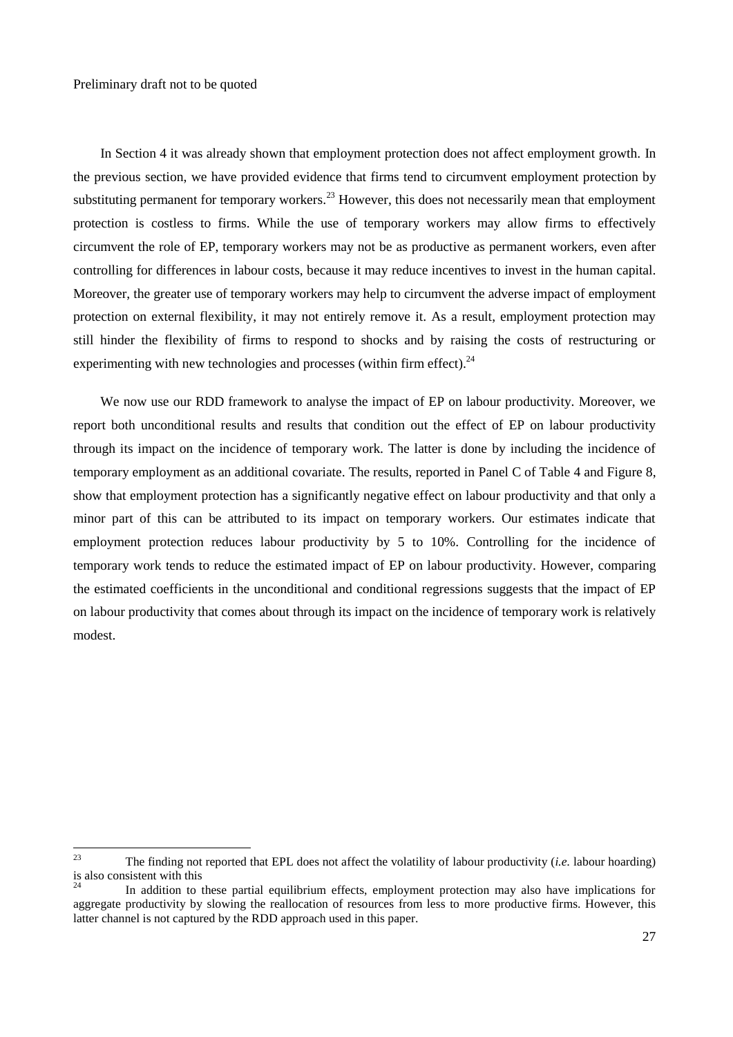In Section 4 it was already shown that employment protection does not affect employment growth. In the previous section, we have provided evidence that firms tend to circumvent employment protection by substituting permanent for temporary workers.[23] However, this does not necessarily mean that employment protection is costless to firms. While the use of temporary workers may allow firms to effectively circumvent the role of EP, temporary workers may not be as productive as permanent workers, even after controlling for differences in labour costs, because it may reduce incentives to invest in the human capital. Moreover, the greater use of temporary workers may help to circumvent the adverse impact of employment protection on external flexibility, it may not entirely remove it. As a result, employment protection may still hinder the flexibility of firms to respond to shocks and by raising the costs of restructuring or experimenting with new technologies and processes (within firm effect).[24]

We now use our RDD framework to analyse the impact of EP on labour productivity. Moreover, we report both unconditional results and results that condition out the effect of EP on labour productivity through its impact on the incidence of temporary work. The latter is done by including the incidence of temporary employment as an additional covariate. The results, reported in Panel C of Table 4 and Figure 8, show that employment protection has a significantly negative effect on labour productivity and that only a minor part of this can be attributed to its impact on temporary workers. Our estimates indicate that employment protection reduces labour productivity by 5 to 10%. Controlling for the incidence of temporary work tends to reduce the estimated impact of EP on labour productivity. However, comparing the estimated coefficients in the unconditional and conditional regressions suggests that the impact of EP on labour productivity that comes about through its impact on the incidence of temporary work is relatively modest.

---

[23] The finding not reported that EPL does not affect the volatility of labour productivity (*i.e.* labour hoarding) is also consistent with this

[24] In addition to these partial equilibrium effects, employment protection may also have implications for aggregate productivity by slowing the reallocation of resources from less to more productive firms. However, this latter channel is not captured by the RDD approach used in this paper.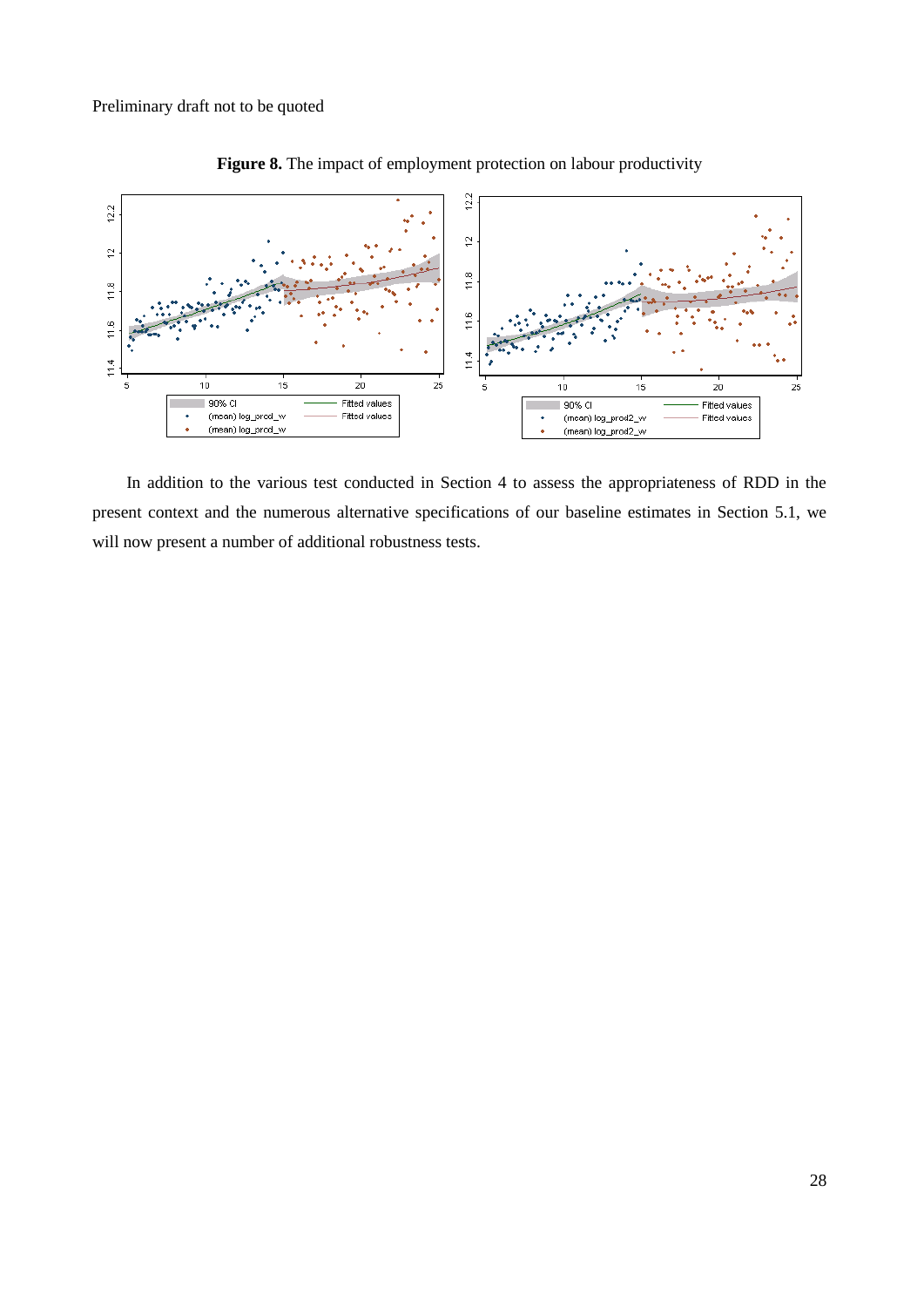Preliminary draft not to be quoted

**Figure 8.** The impact of employment protection on labour productivity

11.4
11.6
11.8
12
12.2

5
10
15
20
25

90% CI
(mean) log_prod_w
(mean) log_prod_w
Fitted values
Fitted values

11.4
11.6
11.8
12
12.2

5
10
15
20
25

90% CI
(mean) log_prod2_w
(mean) log_prod2_w
Fitted values
Fitted values

In addition to the various test conducted in Section 4 to assess the appropriateness of RDD in the present context and the numerous alternative specifications of our baseline estimates in Section 5.1, we will now present a number of additional robustness tests.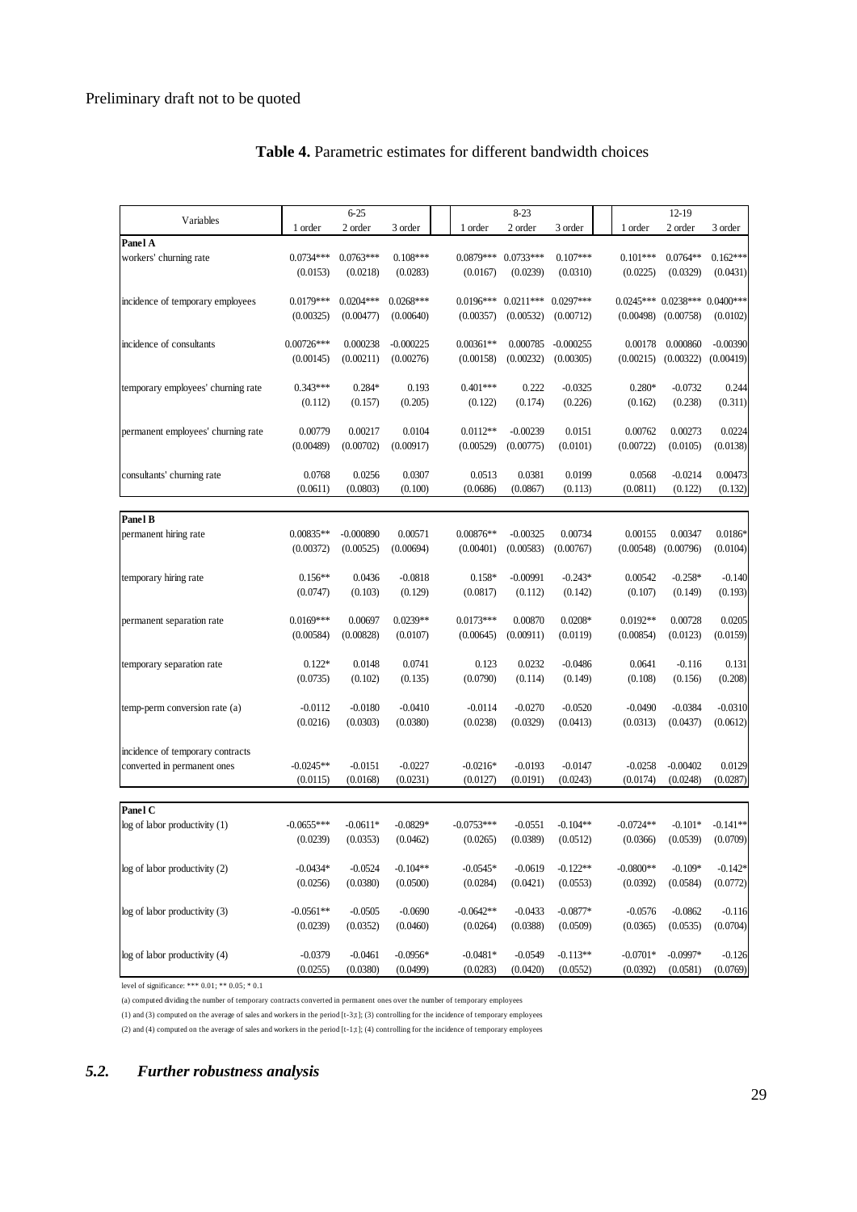Preliminary draft not to be quoted

**Table 4.** Parametric estimates for different bandwidth choices

| Variables | 6-25 | | | 8-23 | | | 12-19 | | |
|---|---|---|---|---|---|---|---|---|---|
| | 1 order | 2 order | 3 order | 1 order | 2 order | 3 order | 1 order | 2 order | 3 order |
| **Panel A** | | | | | | | | | |
| workers' churning rate | 0.0734*** | 0.0763*** | 0.108*** | 0.0879*** | 0.0733*** | 0.107*** | 0.101*** | 0.0764** | 0.162*** |
| | (0.0153) | (0.0218) | (0.0283) | (0.0167) | (0.0239) | (0.0310) | (0.0225) | (0.0329) | (0.0431) |
| incidence of temporary employees | 0.0179*** | 0.0204*** | 0.0268*** | 0.0196*** | 0.0211*** | 0.0297*** | 0.0245*** | 0.0238*** | 0.0400*** |
| | (0.00325) | (0.00477) | (0.00640) | (0.00357) | (0.00532) | (0.00712) | (0.00498) | (0.00758) | (0.0102) |
| incidence of consultants | 0.00726*** | 0.000238 | -0.000225 | 0.00361** | 0.000785 | -0.000255 | 0.00178 | 0.000860 | -0.00390 |
| | (0.00145) | (0.00211) | (0.00276) | (0.00158) | (0.00232) | (0.00305) | (0.00215) | (0.00322) | (0.00419) |
| temporary employees' churning rate | 0.343*** | 0.284* | 0.193 | 0.401*** | 0.222 | -0.0325 | 0.280* | -0.0732 | 0.244 |
| | (0.112) | (0.157) | (0.205) | (0.122) | (0.174) | (0.226) | (0.162) | (0.238) | (0.311) |
| permanent employees' churning rate | 0.00779 | 0.00217 | 0.0104 | 0.0112** | -0.00239 | 0.0151 | 0.00762 | 0.00273 | 0.0224 |
| | (0.00489) | (0.00702) | (0.00917) | (0.00529) | (0.00775) | (0.0101) | (0.00722) | (0.0105) | (0.0138) |
| consultants' churning rate | 0.0768 | 0.0256 | 0.0307 | 0.0513 | 0.0381 | 0.0199 | 0.0568 | -0.0214 | 0.00473 |
| | (0.0611) | (0.0803) | (0.100) | (0.0686) | (0.0867) | (0.113) | (0.0811) | (0.122) | (0.132) |
| **Panel B** | | | | | | | | | |
| permanent hiring rate | 0.00835** | -0.000890 | 0.00571 | 0.00876** | -0.00325 | 0.00734 | 0.00155 | 0.00347 | 0.0186* |
| | (0.00372) | (0.00525) | (0.00694) | (0.00401) | (0.00583) | (0.00767) | (0.00548) | (0.00796) | (0.0104) |
| temporary hiring rate | 0.156** | 0.0436 | -0.0818 | 0.158* | -0.00991 | -0.243* | 0.00542 | -0.258* | -0.140 |
| | (0.0747) | (0.103) | (0.129) | (0.0817) | (0.112) | (0.142) | (0.107) | (0.149) | (0.193) |
| permanent separation rate | 0.0169*** | 0.00697 | 0.0239** | 0.0173*** | 0.00870 | 0.0208* | 0.0192** | 0.00728 | 0.0205 |
| | (0.00584) | (0.00828) | (0.0107) | (0.00645) | (0.00911) | (0.0119) | (0.00854) | (0.0123) | (0.0159) |
| temporary separation rate | 0.122* | 0.0148 | 0.0741 | 0.123 | 0.0232 | -0.0486 | 0.0641 | -0.116 | 0.131 |
| | (0.0735) | (0.102) | (0.135) | (0.0790) | (0.114) | (0.149) | (0.108) | (0.156) | (0.208) |
| temp-perm conversion rate (a) | -0.0112 | -0.0180 | -0.0410 | -0.0114 | -0.0270 | -0.0520 | -0.0490 | -0.0384 | -0.0310 |
| | (0.0216) | (0.0303) | (0.0380) | (0.0238) | (0.0329) | (0.0413) | (0.0313) | (0.0437) | (0.0612) |
| incidence of temporary contracts converted in permanent ones | -0.0245** | -0.0151 | -0.0227 | -0.0216* | -0.0193 | -0.0147 | -0.0258 | -0.00402 | 0.0129 |
| | (0.0115) | (0.0168) | (0.0231) | (0.0127) | (0.0191) | (0.0243) | (0.0174) | (0.0248) | (0.0287) |
| **Panel C** | | | | | | | | | |
| log of labor productivity (1) | -0.0655*** | -0.0611* | -0.0829* | -0.0753*** | -0.0551 | -0.104** | -0.0724** | -0.101* | -0.141** |
| | (0.0239) | (0.0353) | (0.0462) | (0.0265) | (0.0389) | (0.0512) | (0.0366) | (0.0539) | (0.0709) |
| log of labor productivity (2) | -0.0434* | -0.0524 | -0.104** | -0.0545* | -0.0619 | -0.122** | -0.0800** | -0.109* | -0.142* |
| | (0.0256) | (0.0380) | (0.0500) | (0.0284) | (0.0421) | (0.0553) | (0.0392) | (0.0584) | (0.0772) |
| log of labor productivity (3) | -0.0561** | -0.0505 | -0.0690 | -0.0642** | -0.0433 | -0.0877* | -0.0576 | -0.0862 | -0.116 |
| | (0.0239) | (0.0352) | (0.0460) | (0.0264) | (0.0388) | (0.0509) | (0.0365) | (0.0535) | (0.0704) |
| log of labor productivity (4) | -0.0379 | -0.0461 | -0.0956* | -0.0481* | -0.0549 | -0.113** | -0.0701* | -0.0997* | -0.126 |
| | (0.0255) | (0.0380) | (0.0499) | (0.0283) | (0.0420) | (0.0552) | (0.0392) | (0.0581) | (0.0769) |

level of significance: *** 0.01; ** 0.05; * 0.1

(a) computed dividing the number of temporary contracts converted in permanent ones over the number of temporary employees

(1) and (3) computed on the average of sales and workers in the period [t-3;t]; (3) controlling for the incidence of temporary employees

(2) and (4) computed on the average of sales and workers in the period [t-1;t]; (4) controlling for the incidence of temporary employees

### *5.2. Further robustness analysis*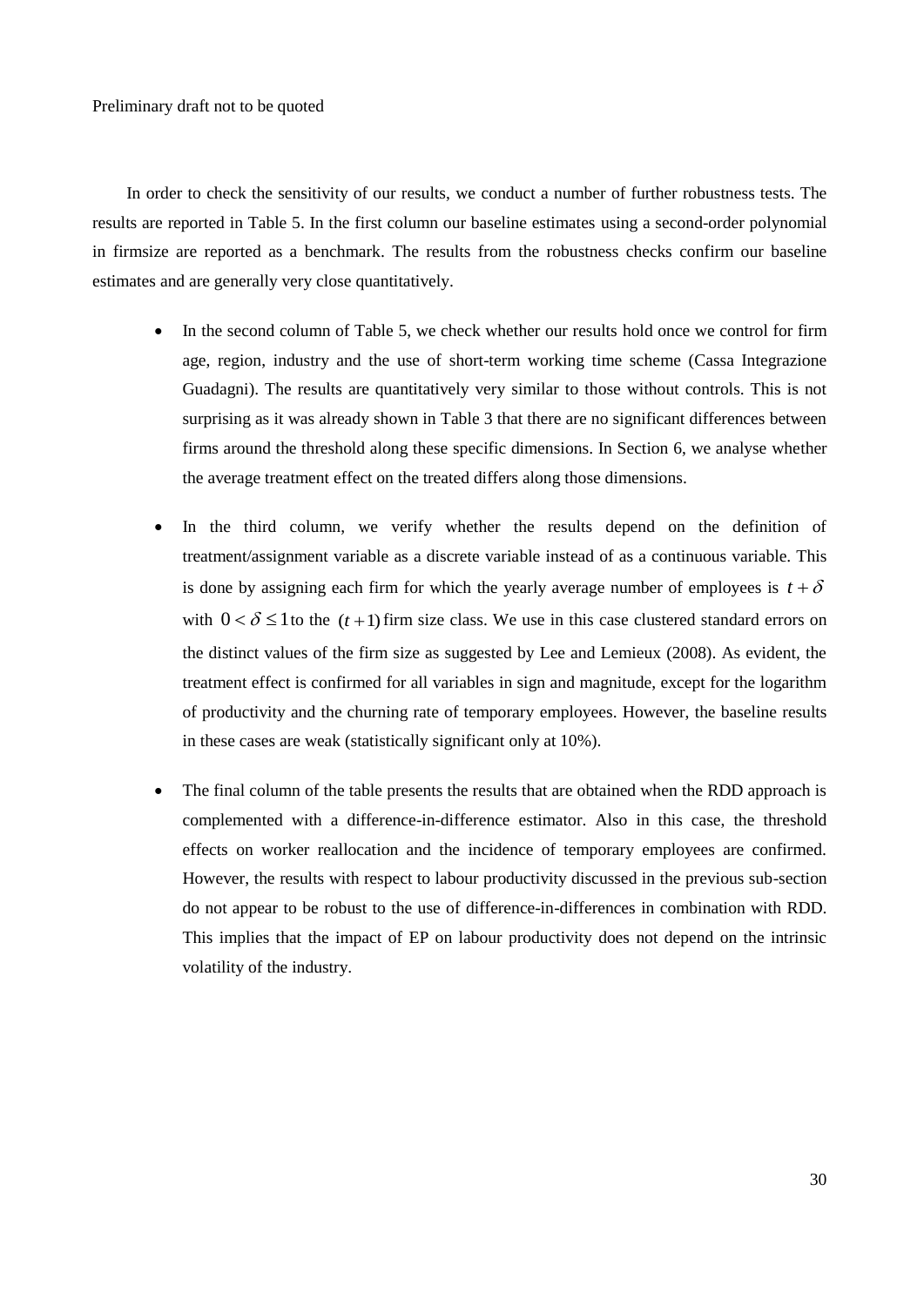In order to check the sensitivity of our results, we conduct a number of further robustness tests. The results are reported in Table 5. In the first column our baseline estimates using a second-order polynomial in firmsize are reported as a benchmark. The results from the robustness checks confirm our baseline estimates and are generally very close quantitatively.

- In the second column of Table 5, we check whether our results hold once we control for firm age, region, industry and the use of short-term working time scheme (Cassa Integrazione Guadagni). The results are quantitatively very similar to those without controls. This is not surprising as it was already shown in Table 3 that there are no significant differences between firms around the threshold along these specific dimensions. In Section 6, we analyse whether the average treatment effect on the treated differs along those dimensions.

- In the third column, we verify whether the results depend on the definition of treatment/assignment variable as a discrete variable instead of as a continuous variable. This is done by assigning each firm for which the yearly average number of employees is $t + \delta$ with $0 < \delta \leq 1$ to the $(t+1)$ firm size class. We use in this case clustered standard errors on the distinct values of the firm size as suggested by Lee and Lemieux (2008). As evident, the treatment effect is confirmed for all variables in sign and magnitude, except for the logarithm of productivity and the churning rate of temporary employees. However, the baseline results in these cases are weak (statistically significant only at 10%).

- The final column of the table presents the results that are obtained when the RDD approach is complemented with a difference-in-difference estimator. Also in this case, the threshold effects on worker reallocation and the incidence of temporary employees are confirmed. However, the results with respect to labour productivity discussed in the previous sub-section do not appear to be robust to the use of difference-in-differences in combination with RDD. This implies that the impact of EP on labour productivity does not depend on the intrinsic volatility of the industry.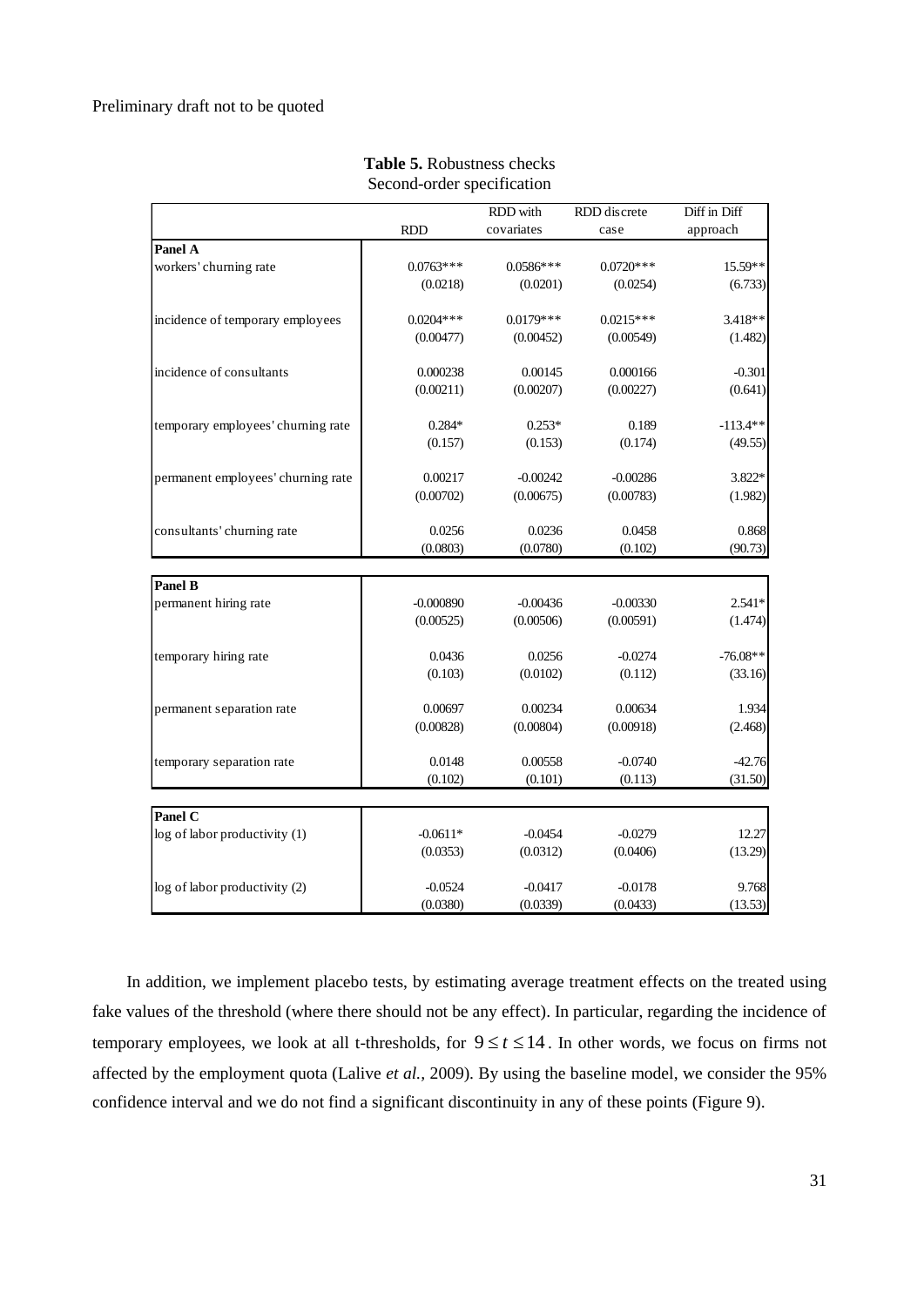Preliminary draft not to be quoted

**Table 5.** Robustness checks
Second-order specification

| | RDD | RDD with covariates | RDD discrete case | Diff in Diff approach |
|---|---|---|---|---|
| **Panel A** | | | | |
| workers' churning rate | 0.0763*** | 0.0586*** | 0.0720*** | 15.59** |
| | (0.0218) | (0.0201) | (0.0254) | (6.733) |
| incidence of temporary employees | 0.0204*** | 0.0179*** | 0.0215*** | 3.418** |
| | (0.00477) | (0.00452) | (0.00549) | (1.482) |
| incidence of consultants | 0.000238 | 0.00145 | 0.000166 | -0.301 |
| | (0.00211) | (0.00207) | (0.00227) | (0.641) |
| temporary employees' churning rate | 0.284* | 0.253* | 0.189 | -113.4** |
| | (0.157) | (0.153) | (0.174) | (49.55) |
| permanent employees' churning rate | 0.00217 | -0.00242 | -0.00286 | 3.822* |
| | (0.00702) | (0.00675) | (0.00783) | (1.982) |
| consultants' churning rate | 0.0256 | 0.0236 | 0.0458 | 0.868 |
| | (0.0803) | (0.0780) | (0.102) | (90.73) |
| **Panel B** | | | | |
| permanent hiring rate | -0.000890 | -0.00436 | -0.00330 | 2.541* |
| | (0.00525) | (0.00506) | (0.00591) | (1.474) |
| temporary hiring rate | 0.0436 | 0.0256 | -0.0274 | -76.08** |
| | (0.103) | (0.0102) | (0.112) | (33.16) |
| permanent separation rate | 0.00697 | 0.00234 | 0.00634 | 1.934 |
| | (0.00828) | (0.00804) | (0.00918) | (2.468) |
| temporary separation rate | 0.0148 | 0.00558 | -0.0740 | -42.76 |
| | (0.102) | (0.101) | (0.113) | (31.50) |
| **Panel C** | | | | |
| log of labor productivity (1) | -0.0611* | -0.0454 | -0.0279 | 12.27 |
| | (0.0353) | (0.0312) | (0.0406) | (13.29) |
| log of labor productivity (2) | -0.0524 | -0.0417 | -0.0178 | 9.768 |
| | (0.0380) | (0.0339) | (0.0433) | (13.53) |

In addition, we implement placebo tests, by estimating average treatment effects on the treated using fake values of the threshold (where there should not be any effect). In particular, regarding the incidence of temporary employees, we look at all t-thresholds, for $9 \leq t \leq 14$. In other words, we focus on firms not affected by the employment quota (Lalive *et al.,* 2009). By using the baseline model, we consider the 95% confidence interval and we do not find a significant discontinuity in any of these points (Figure 9).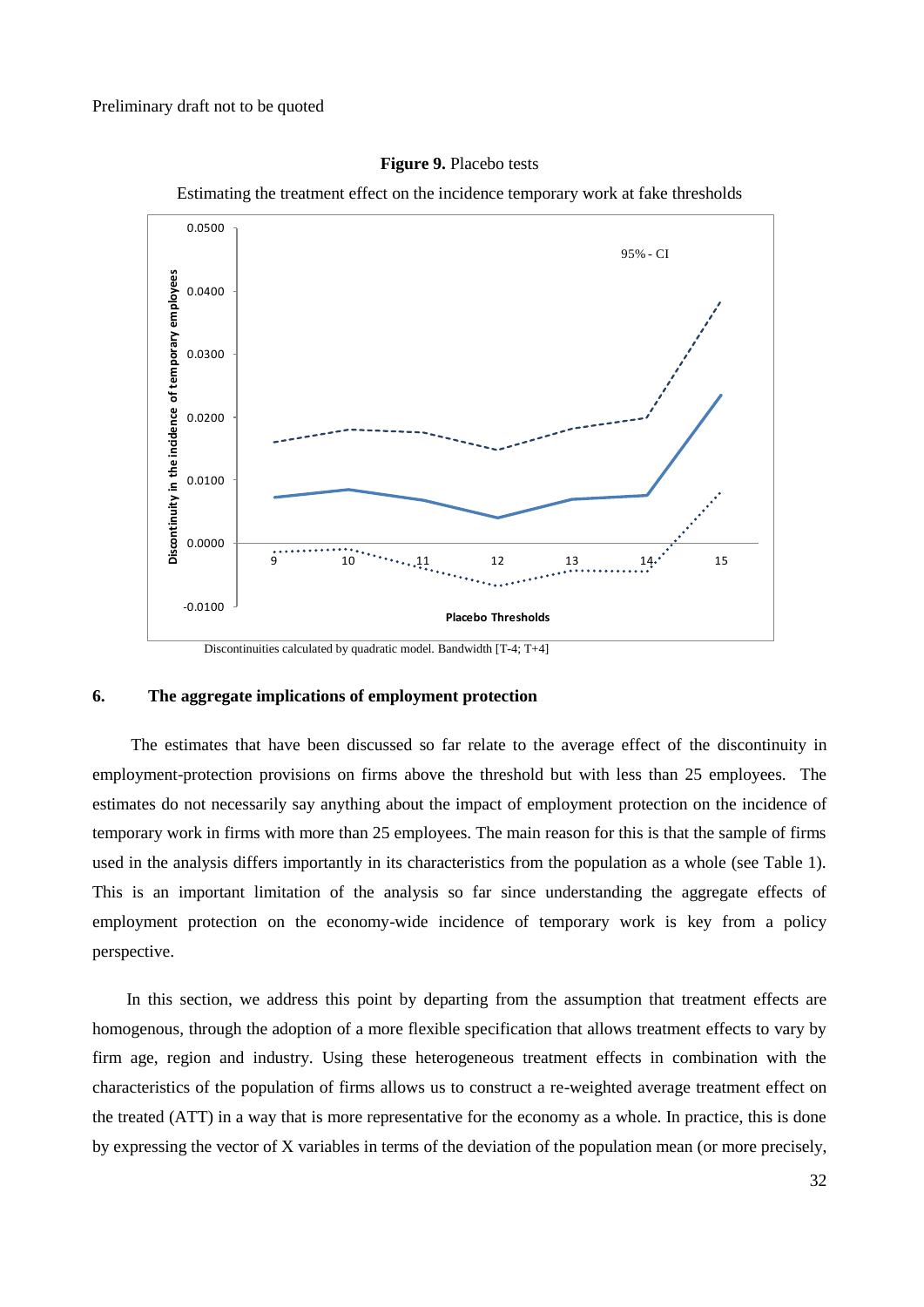Preliminary draft not to be quoted

**Figure 9.** Placebo tests

Estimating the treatment effect on the incidence temporary work at fake thresholds

0.0500
0.0400
0.0300
0.0200
0.0100
0.0000
-0.0100

Discontinuity in the incidence of temporary employees

95% - CI

9
10
11
12
13
14
15

Placebo Thresholds

Discontinuities calculated by quadratic model. Bandwidth [T-4; T+4]

## 6. The aggregate implications of employment protection

The estimates that have been discussed so far relate to the average effect of the discontinuity in employment-protection provisions on firms above the threshold but with less than 25 employees. The estimates do not necessarily say anything about the impact of employment protection on the incidence of temporary work in firms with more than 25 employees. The main reason for this is that the sample of firms used in the analysis differs importantly in its characteristics from the population as a whole (see Table 1). This is an important limitation of the analysis so far since understanding the aggregate effects of employment protection on the economy-wide incidence of temporary work is key from a policy perspective.

In this section, we address this point by departing from the assumption that treatment effects are homogenous, through the adoption of a more flexible specification that allows treatment effects to vary by firm age, region and industry. Using these heterogeneous treatment effects in combination with the characteristics of the population of firms allows us to construct a re-weighted average treatment effect on the treated (ATT) in a way that is more representative for the economy as a whole. In practice, this is done by expressing the vector of X variables in terms of the deviation of the population mean (or more precisely,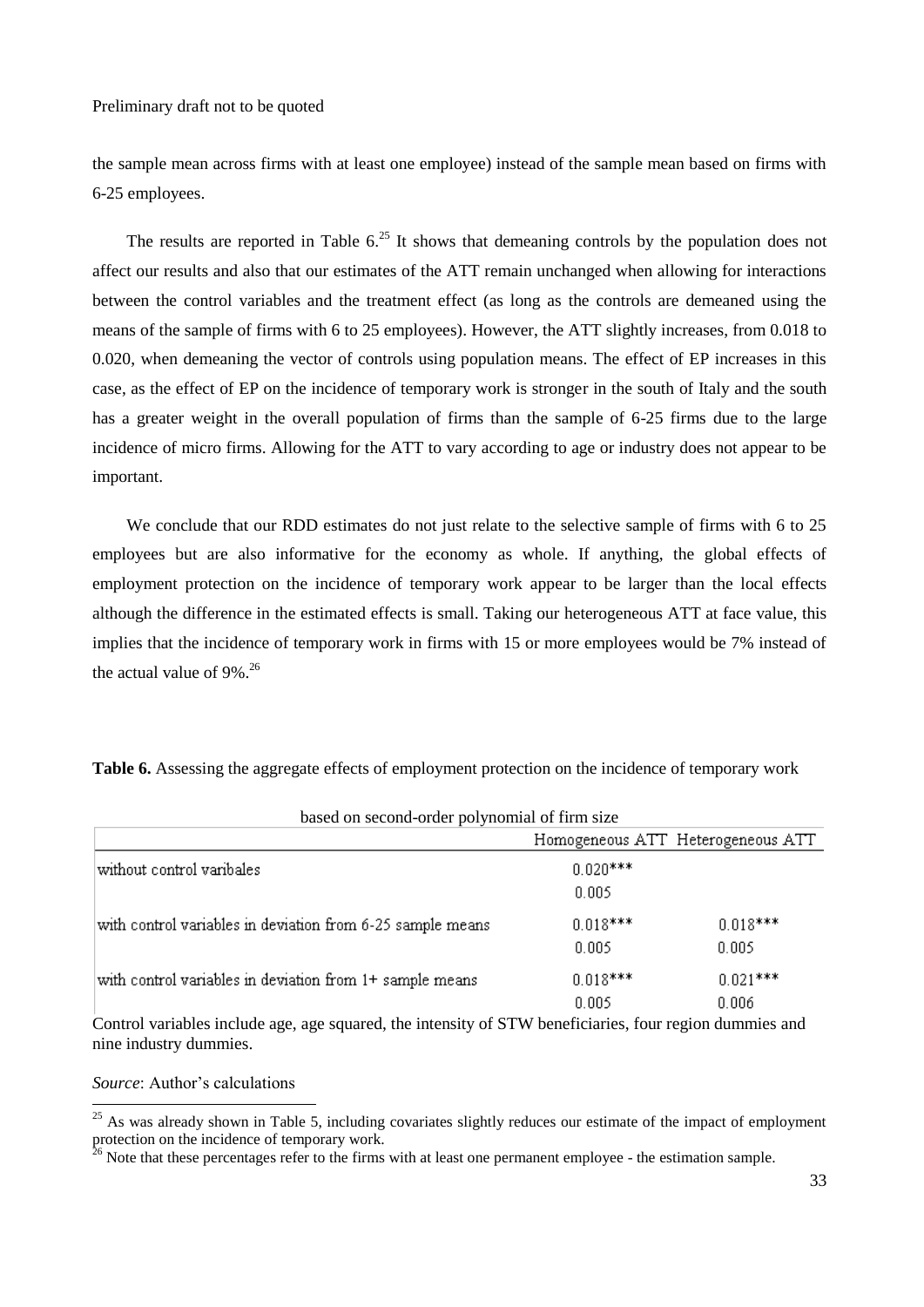the sample mean across firms with at least one employee) instead of the sample mean based on firms with 6-25 employees.

The results are reported in Table 6.[25] It shows that demeaning controls by the population does not affect our results and also that our estimates of the ATT remain unchanged when allowing for interactions between the control variables and the treatment effect (as long as the controls are demeaned using the means of the sample of firms with 6 to 25 employees). However, the ATT slightly increases, from 0.018 to 0.020, when demeaning the vector of controls using population means. The effect of EP increases in this case, as the effect of EP on the incidence of temporary work is stronger in the south of Italy and the south has a greater weight in the overall population of firms than the sample of 6-25 firms due to the large incidence of micro firms. Allowing for the ATT to vary according to age or industry does not appear to be important.

We conclude that our RDD estimates do not just relate to the selective sample of firms with 6 to 25 employees but are also informative for the economy as whole. If anything, the global effects of employment protection on the incidence of temporary work appear to be larger than the local effects although the difference in the estimated effects is small. Taking our heterogeneous ATT at face value, this implies that the incidence of temporary work in firms with 15 or more employees would be 7% instead of the actual value of 9%.[26]

**Table 6.** Assessing the aggregate effects of employment protection on the incidence of temporary work

based on second-order polynomial of firm size

| | Homogeneous ATT | Heterogeneous ATT |
|---|---|---|
| without control varibales | 0.020*** | |
| | 0.005 | |
| with control variables in deviation from 6-25 sample means | 0.018*** | 0.018*** |
| | 0.005 | 0.005 |
| with control variables in deviation from 1+ sample means | 0.018*** | 0.021*** |
| | 0.005 | 0.006 |

Control variables include age, age squared, the intensity of STW beneficiaries, four region dummies and nine industry dummies.

*Source*: Author's calculations

[25] As was already shown in Table 5, including covariates slightly reduces our estimate of the impact of employment protection on the incidence of temporary work.

[26] Note that these percentages refer to the firms with at least one permanent employee - the estimation sample.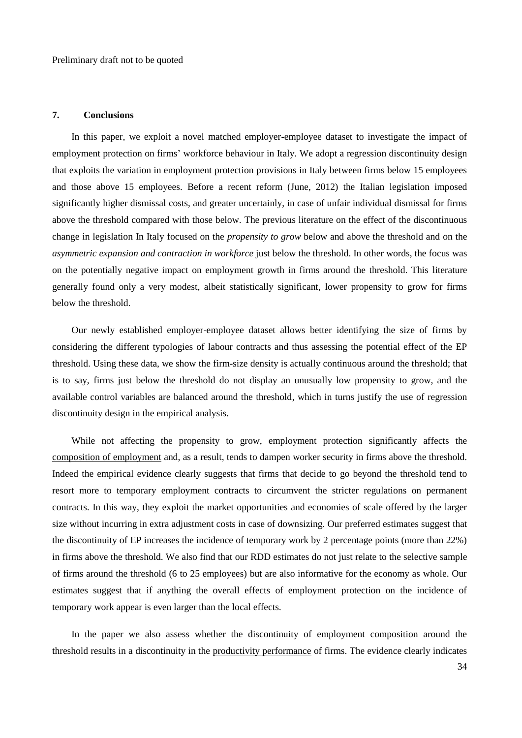Preliminary draft not to be quoted

## 7. Conclusions

In this paper, we exploit a novel matched employer-employee dataset to investigate the impact of employment protection on firms' workforce behaviour in Italy. We adopt a regression discontinuity design that exploits the variation in employment protection provisions in Italy between firms below 15 employees and those above 15 employees. Before a recent reform (June, 2012) the Italian legislation imposed significantly higher dismissal costs, and greater uncertainly, in case of unfair individual dismissal for firms above the threshold compared with those below. The previous literature on the effect of the discontinuous change in legislation In Italy focused on the *propensity to grow* below and above the threshold and on the *asymmetric expansion and contraction in workforce* just below the threshold. In other words, the focus was on the potentially negative impact on employment growth in firms around the threshold. This literature generally found only a very modest, albeit statistically significant, lower propensity to grow for firms below the threshold.

Our newly established employer-employee dataset allows better identifying the size of firms by considering the different typologies of labour contracts and thus assessing the potential effect of the EP threshold. Using these data, we show the firm-size density is actually continuous around the threshold; that is to say, firms just below the threshold do not display an unusually low propensity to grow, and the available control variables are balanced around the threshold, which in turns justify the use of regression discontinuity design in the empirical analysis.

While not affecting the propensity to grow, employment protection significantly affects the <u>composition of employment</u> and, as a result, tends to dampen worker security in firms above the threshold. Indeed the empirical evidence clearly suggests that firms that decide to go beyond the threshold tend to resort more to temporary employment contracts to circumvent the stricter regulations on permanent contracts. In this way, they exploit the market opportunities and economies of scale offered by the larger size without incurring in extra adjustment costs in case of downsizing. Our preferred estimates suggest that the discontinuity of EP increases the incidence of temporary work by 2 percentage points (more than 22%) in firms above the threshold. We also find that our RDD estimates do not just relate to the selective sample of firms around the threshold (6 to 25 employees) but are also informative for the economy as whole. Our estimates suggest that if anything the overall effects of employment protection on the incidence of temporary work appear is even larger than the local effects.

In the paper we also assess whether the discontinuity of employment composition around the threshold results in a discontinuity in the <u>productivity performance</u> of firms. The evidence clearly indicates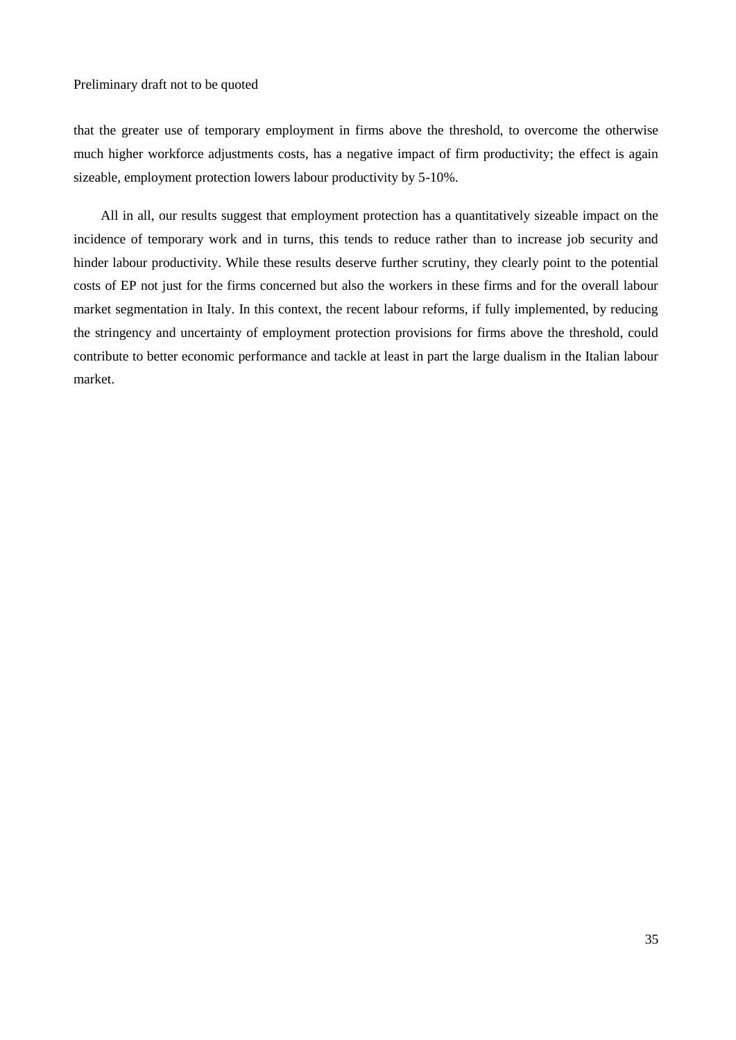that the greater use of temporary employment in firms above the threshold, to overcome the otherwise much higher workforce adjustments costs, has a negative impact of firm productivity; the effect is again sizeable, employment protection lowers labour productivity by 5-10%.

All in all, our results suggest that employment protection has a quantitatively sizeable impact on the incidence of temporary work and in turns, this tends to reduce rather than to increase job security and hinder labour productivity. While these results deserve further scrutiny, they clearly point to the potential costs of EP not just for the firms concerned but also the workers in these firms and for the overall labour market segmentation in Italy. In this context, the recent labour reforms, if fully implemented, by reducing the stringency and uncertainty of employment protection provisions for firms above the threshold, could contribute to better economic performance and tackle at least in part the large dualism in the Italian labour market.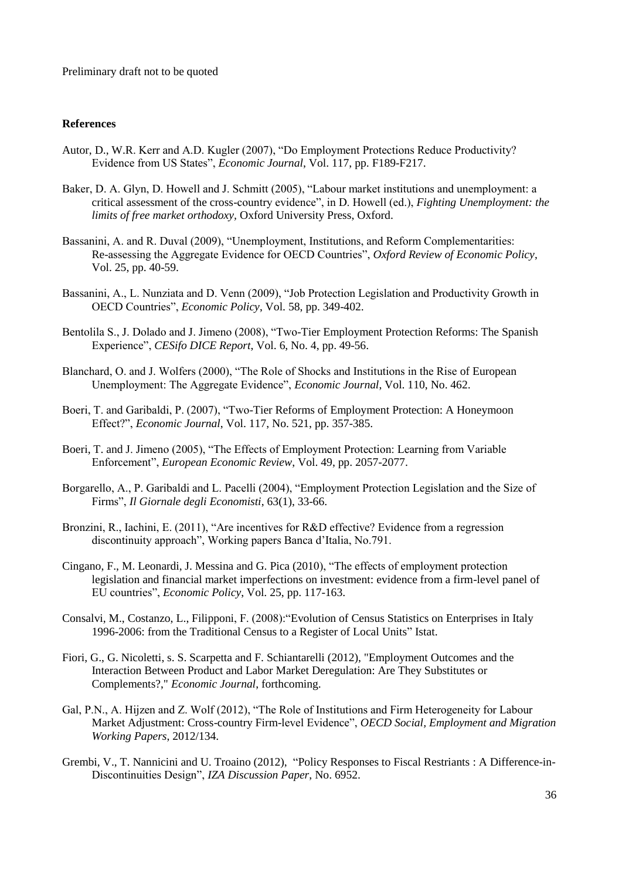Preliminary draft not to be quoted

## References

Autor, D., W.R. Kerr and A.D. Kugler (2007), "Do Employment Protections Reduce Productivity? Evidence from US States", *Economic Journal*, Vol. 117, pp. F189-F217.

Baker, D. A. Glyn, D. Howell and J. Schmitt (2005), "Labour market institutions and unemployment: a critical assessment of the cross-country evidence", in D. Howell (ed.), *Fighting Unemployment: the limits of free market orthodoxy*, Oxford University Press, Oxford.

Bassanini, A. and R. Duval (2009), "Unemployment, Institutions, and Reform Complementarities: Re-assessing the Aggregate Evidence for OECD Countries", *Oxford Review of Economic Policy*, Vol. 25, pp. 40-59.

Bassanini, A., L. Nunziata and D. Venn (2009), "Job Protection Legislation and Productivity Growth in OECD Countries", *Economic Policy*, Vol. 58, pp. 349-402.

Bentolila S., J. Dolado and J. Jimeno (2008), "Two-Tier Employment Protection Reforms: The Spanish Experience", *CESifo DICE Report*, Vol. 6, No. 4, pp. 49-56.

Blanchard, O. and J. Wolfers (2000), "The Role of Shocks and Institutions in the Rise of European Unemployment: The Aggregate Evidence", *Economic Journal*, Vol. 110, No. 462.

Boeri, T. and Garibaldi, P. (2007), "Two-Tier Reforms of Employment Protection: A Honeymoon Effect?", *Economic Journal*, Vol. 117, No. 521, pp. 357-385.

Boeri, T. and J. Jimeno (2005), "The Effects of Employment Protection: Learning from Variable Enforcement", *European Economic Review*, Vol. 49, pp. 2057-2077.

Borgarello, A., P. Garibaldi and L. Pacelli (2004), "Employment Protection Legislation and the Size of Firms", *Il Giornale degli Economisti*, 63(1), 33-66.

Bronzini, R., Iachini, E. (2011), "Are incentives for R&D effective? Evidence from a regression discontinuity approach", Working papers Banca d'Italia, No.791.

Cingano, F., M. Leonardi, J. Messina and G. Pica (2010), "The effects of employment protection legislation and financial market imperfections on investment: evidence from a firm-level panel of EU countries", *Economic Policy*, Vol. 25, pp. 117-163.

Consalvi, M., Costanzo, L., Filipponi, F. (2008):"Evolution of Census Statistics on Enterprises in Italy 1996-2006: from the Traditional Census to a Register of Local Units" Istat.

Fiori, G., G. Nicoletti, s. S. Scarpetta and F. Schiantarelli (2012), "Employment Outcomes and the Interaction Between Product and Labor Market Deregulation: Are They Substitutes or Complements?," *Economic Journal*, forthcoming.

Gal, P.N., A. Hijzen and Z. Wolf (2012), "The Role of Institutions and Firm Heterogeneity for Labour Market Adjustment: Cross-country Firm-level Evidence", *OECD Social, Employment and Migration Working Papers*, 2012/134.

Grembi, V., T. Nannicini and U. Troaino (2012), "Policy Responses to Fiscal Restriants : A Difference-in-Discontinuities Design", *IZA Discussion Paper*, No. 6952.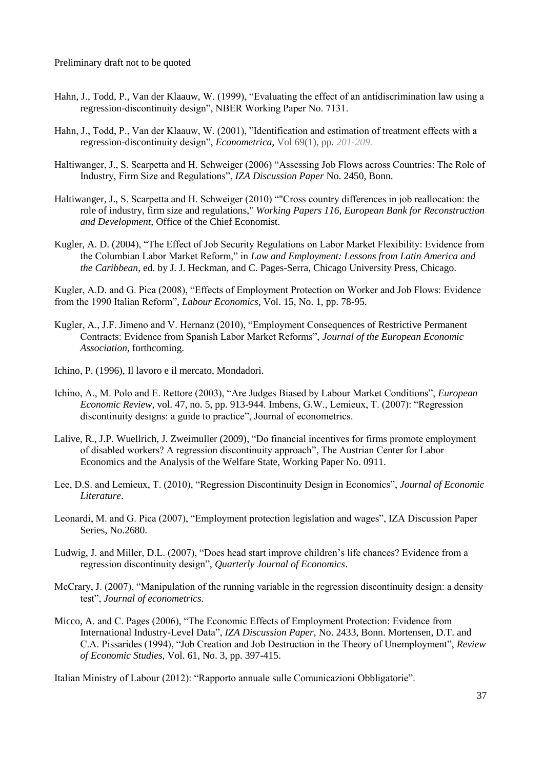Hahn, J., Todd, P., Van der Klaauw, W. (1999), "Evaluating the effect of an antidiscrimination law using a regression-discontinuity design", NBER Working Paper No. 7131.

Hahn, J., Todd, P., Van der Klaauw, W. (2001), "Identification and estimation of treatment effects with a regression-discontinuity design", *Econometrica,* Vol 69(1), pp. *201-209.*

Haltiwanger, J., S. Scarpetta and H. Schweiger (2006) "Assessing Job Flows across Countries: The Role of Industry, Firm Size and Regulations", *IZA Discussion Paper* No. 2450, Bonn.

Haltiwanger, J., S. Scarpetta and H. Schweiger (2010) ""Cross country differences in job reallocation: the role of industry, firm size and regulations," *Working Papers 116, European Bank for Reconstruction and Development*, Office of the Chief Economist.

Kugler, A. D. (2004), "The Effect of Job Security Regulations on Labor Market Flexibility: Evidence from the Columbian Labor Market Reform," in *Law and Employment: Lessons from Latin America and the Caribbean*, ed. by J. J. Heckman, and C. Pages-Serra, Chicago University Press, Chicago.

Kugler, A.D. and G. Pica (2008), "Effects of Employment Protection on Worker and Job Flows: Evidence from the 1990 Italian Reform", *Labour Economics*, Vol. 15, No. 1, pp. 78-95.

Kugler, A., J.F. Jimeno and V. Hernanz (2010), "Employment Consequences of Restrictive Permanent Contracts: Evidence from Spanish Labor Market Reforms", *Journal of the European Economic Association*, forthcoming.

Ichino, P. (1996), Il lavoro e il mercato, Mondadori.

Ichino, A., M. Polo and E. Rettore (2003), "Are Judges Biased by Labour Market Conditions", *European Economic Review*, vol. 47, no. 5, pp. 913-944. Imbens, G.W., Lemieux, T. (2007): "Regression discontinuity designs: a guide to practice", Journal of econometrics.

Lalive, R., J.P. Wuellrich, J. Zweimuller (2009), "Do financial incentives for firms promote employment of disabled workers? A regression discontinuity approach", The Austrian Center for Labor Economics and the Analysis of the Welfare State, Working Paper No. 0911.

Lee, D.S. and Lemieux, T. (2010), "Regression Discontinuity Design in Economics", *Journal of Economic Literature*.

Leonardi, M. and G. Pica (2007), "Employment protection legislation and wages", IZA Discussion Paper Series, No.2680.

Ludwig, J. and Miller, D.L. (2007), "Does head start improve children's life chances? Evidence from a regression discontinuity design", *Quarterly Journal of Economics*.

McCrary, J. (2007), "Manipulation of the running variable in the regression discontinuity design: a density test", *Journal of econometrics.*

Micco, A. and C. Pages (2006), "The Economic Effects of Employment Protection: Evidence from International Industry-Level Data", *IZA Discussion Paper*, No. 2433, Bonn. Mortensen, D.T. and C.A. Pissarides (1994), "Job Creation and Job Destruction in the Theory of Unemployment", *Review of Economic Studies*, Vol. 61, No. 3, pp. 397-415.

Italian Ministry of Labour (2012): "Rapporto annuale sulle Comunicazioni Obbligatorie".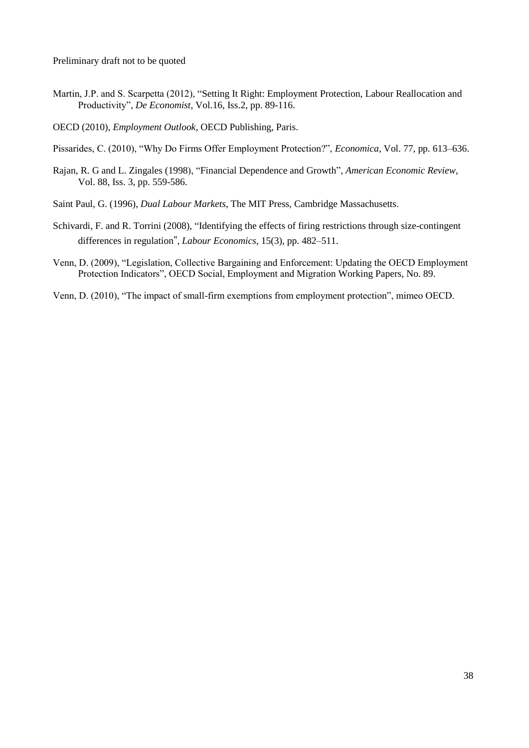Martin, J.P. and S. Scarpetta (2012), "Setting It Right: Employment Protection, Labour Reallocation and Productivity", *De Economist*, Vol.16, Iss.2, pp. 89-116.

OECD (2010), *Employment Outlook*, OECD Publishing, Paris.

Pissarides, C. (2010), "Why Do Firms Offer Employment Protection?", *Economica*, Vol. 77, pp. 613–636.

Rajan, R. G and L. Zingales (1998), "Financial Dependence and Growth", *American Economic Review*, Vol. 88, Iss. 3, pp. 559-586.

Saint Paul, G. (1996), *Dual Labour Markets*, The MIT Press, Cambridge Massachusetts.

Schivardi, F. and R. Torrini (2008), "Identifying the effects of firing restrictions through size-contingent differences in regulation", *Labour Economics*, 15(3), pp. 482–511.

Venn, D. (2009), "Legislation, Collective Bargaining and Enforcement: Updating the OECD Employment Protection Indicators", OECD Social, Employment and Migration Working Papers, No. 89.

Venn, D. (2010), "The impact of small-firm exemptions from employment protection", mimeo OECD.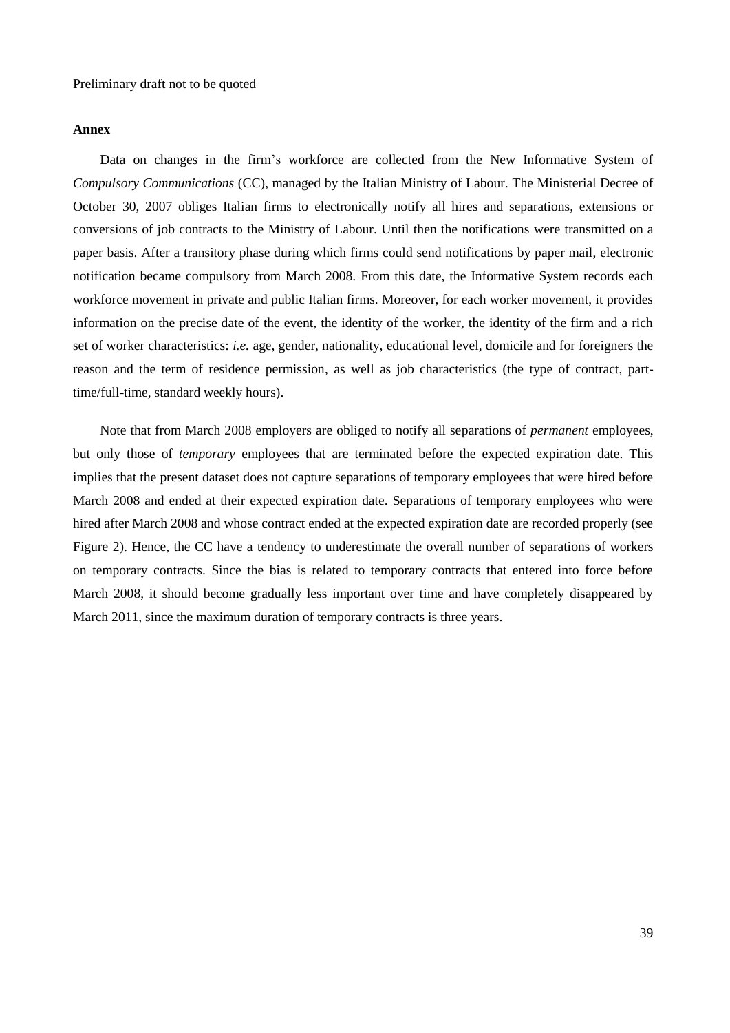Preliminary draft not to be quoted

**Annex**

Data on changes in the firm's workforce are collected from the New Informative System of *Compulsory Communications* (CC), managed by the Italian Ministry of Labour. The Ministerial Decree of October 30, 2007 obliges Italian firms to electronically notify all hires and separations, extensions or conversions of job contracts to the Ministry of Labour. Until then the notifications were transmitted on a paper basis. After a transitory phase during which firms could send notifications by paper mail, electronic notification became compulsory from March 2008. From this date, the Informative System records each workforce movement in private and public Italian firms. Moreover, for each worker movement, it provides information on the precise date of the event, the identity of the worker, the identity of the firm and a rich set of worker characteristics: *i.e.* age, gender, nationality, educational level, domicile and for foreigners the reason and the term of residence permission, as well as job characteristics (the type of contract, part-time/full-time, standard weekly hours).

Note that from March 2008 employers are obliged to notify all separations of *permanent* employees, but only those of *temporary* employees that are terminated before the expected expiration date. This implies that the present dataset does not capture separations of temporary employees that were hired before March 2008 and ended at their expected expiration date. Separations of temporary employees who were hired after March 2008 and whose contract ended at the expected expiration date are recorded properly (see Figure 2). Hence, the CC have a tendency to underestimate the overall number of separations of workers on temporary contracts. Since the bias is related to temporary contracts that entered into force before March 2008, it should become gradually less important over time and have completely disappeared by March 2011, since the maximum duration of temporary contracts is three years.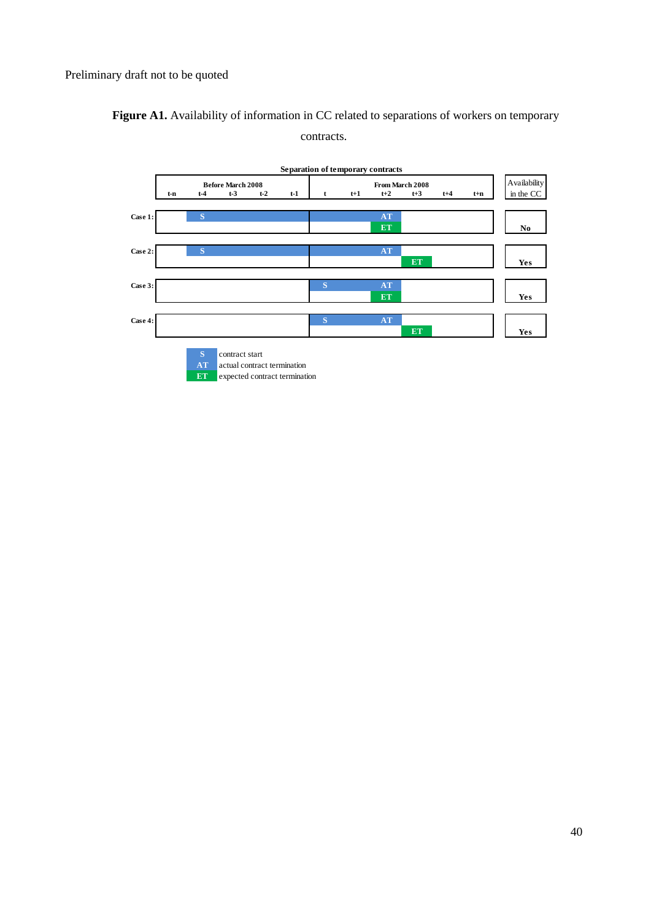Preliminary draft not to be quoted

**Figure A1.** Availability of information in CC related to separations of workers on temporary contracts.

Separation of temporary contracts

Before March 2008

From March 2008

t-n t-4 t-3 t-2 t-1 t t+1 t+2 t+3 t+4 t+n

Availability in the CC

Case 1: S AT ET No

Case 2: S AT ET Yes

Case 3: S AT ET Yes

Case 4: S AT ET Yes

S contract start

AT actual contract termination

ET expected contract termination